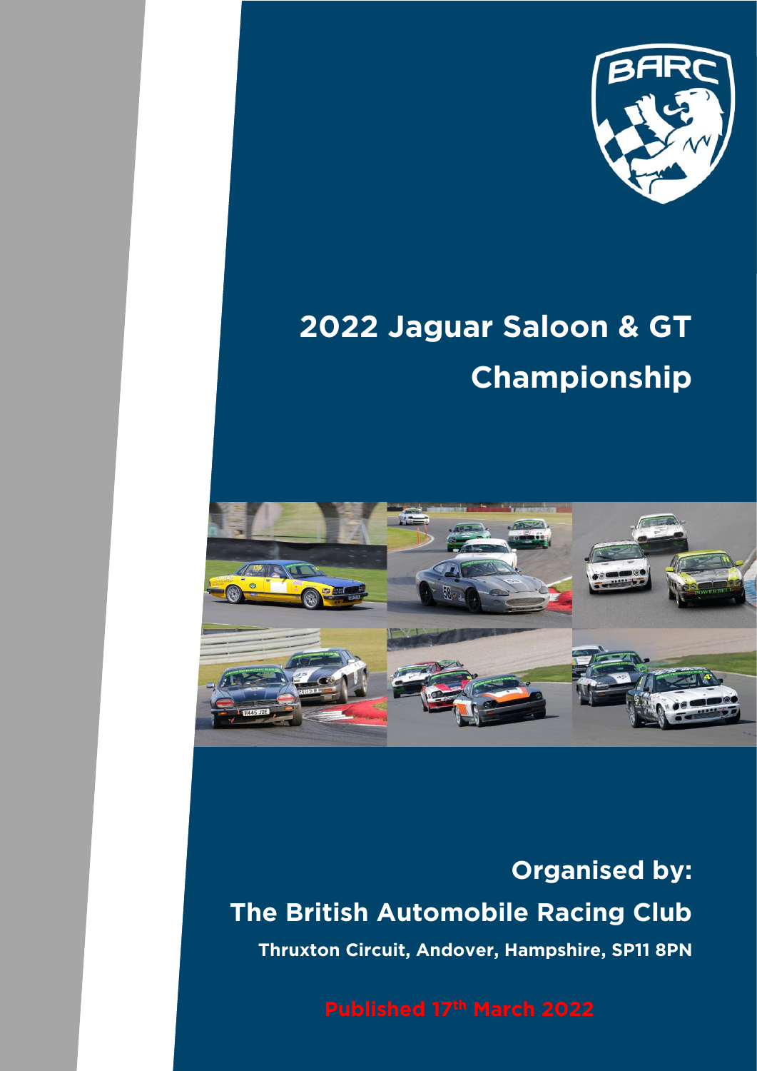# 2022 Jaguar Saloon & GT Championship

**Organised by:**

**The British Automobile Racing Club**

**Thruxton Circuit, Andover, Hampshire, SP11 8PN**

**Published 17th March 2022**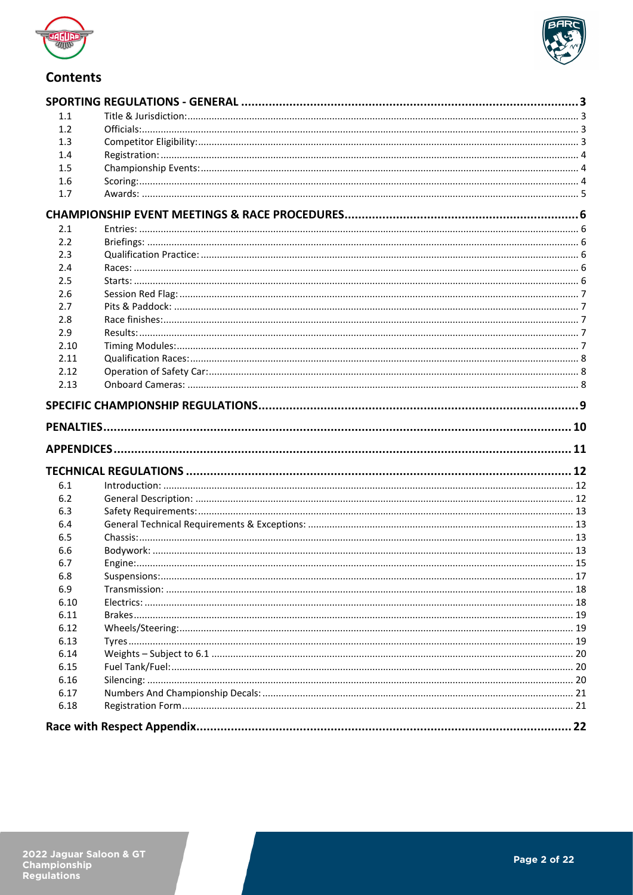## Contents

| | | |
|---|---|---|
| **SPORTING REGULATIONS - GENERAL** | | **3** |
| 1.1 | Title & Jurisdiction: | 3 |
| 1.2 | Officials: | 3 |
| 1.3 | Competitor Eligibility: | 3 |
| 1.4 | Registration: | 4 |
| 1.5 | Championship Events: | 4 |
| 1.6 | Scoring: | 4 |
| 1.7 | Awards: | 5 |
| **CHAMPIONSHIP EVENT MEETINGS & RACE PROCEDURES** | | **6** |
| 2.1 | Entries: | 6 |
| 2.2 | Briefings: | 6 |
| 2.3 | Qualification Practice: | 6 |
| 2.4 | Races: | 6 |
| 2.5 | Starts: | 6 |
| 2.6 | Session Red Flag: | 7 |
| 2.7 | Pits & Paddock: | 7 |
| 2.8 | Race finishes: | 7 |
| 2.9 | Results: | 7 |
| 2.10 | Timing Modules: | 7 |
| 2.11 | Qualification Races: | 8 |
| 2.12 | Operation of Safety Car: | 8 |
| 2.13 | Onboard Cameras: | 8 |
| **SPECIFIC CHAMPIONSHIP REGULATIONS** | | **9** |
| **PENALTIES** | | **10** |
| **APPENDICES** | | **11** |
| **TECHNICAL REGULATIONS** | | **12** |
| 6.1 | Introduction: | 12 |
| 6.2 | General Description: | 12 |
| 6.3 | Safety Requirements: | 13 |
| 6.4 | General Technical Requirements & Exceptions: | 13 |
| 6.5 | Chassis: | 13 |
| 6.6 | Bodywork: | 13 |
| 6.7 | Engine: | 15 |
| 6.8 | Suspensions: | 17 |
| 6.9 | Transmission: | 18 |
| 6.10 | Electrics: | 18 |
| 6.11 | Brakes | 19 |
| 6.12 | Wheels/Steering: | 19 |
| 6.13 | Tyres | 19 |
| 6.14 | Weights – Subject to 6.1 | 20 |
| 6.15 | Fuel Tank/Fuel: | 20 |
| 6.16 | Silencing: | 20 |
| 6.17 | Numbers And Championship Decals: | 21 |
| 6.18 | Registration Form | 21 |
| **Race with Respect Appendix** | | **22** |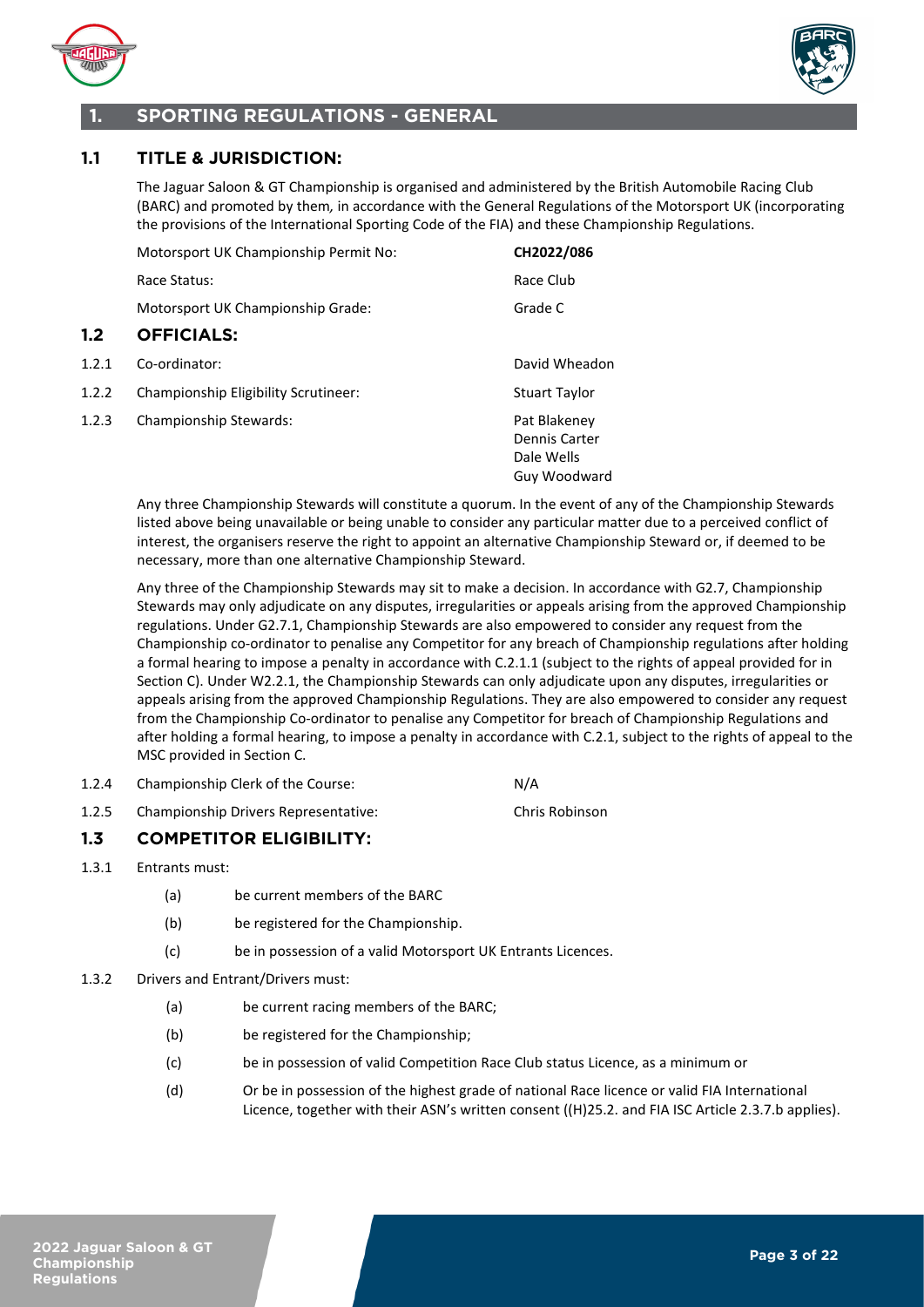# 1. SPORTING REGULATIONS - GENERAL

## 1.1 TITLE & JURISDICTION:

The Jaguar Saloon & GT Championship is organised and administered by the British Automobile Racing Club (BARC) and promoted by them, in accordance with the General Regulations of the Motorsport UK (incorporating the provisions of the International Sporting Code of the FIA) and these Championship Regulations.

| | |
|---|---|
| Motorsport UK Championship Permit No: | **CH2022/086** |
| Race Status: | Race Club |
| Motorsport UK Championship Grade: | Grade C |

## 1.2 OFFICIALS:

| | | |
|---|---|---|
| 1.2.1 | Co-ordinator: | David Wheadon |
| 1.2.2 | Championship Eligibility Scrutineer: | Stuart Taylor |
| 1.2.3 | Championship Stewards: | Pat Blakeney<br>Dennis Carter<br>Dale Wells<br>Guy Woodward |

Any three Championship Stewards will constitute a quorum. In the event of any of the Championship Stewards listed above being unavailable or being unable to consider any particular matter due to a perceived conflict of interest, the organisers reserve the right to appoint an alternative Championship Steward or, if deemed to be necessary, more than one alternative Championship Steward.

Any three of the Championship Stewards may sit to make a decision. In accordance with G2.7, Championship Stewards may only adjudicate on any disputes, irregularities or appeals arising from the approved Championship regulations. Under G2.7.1, Championship Stewards are also empowered to consider any request from the Championship co-ordinator to penalise any Competitor for any breach of Championship regulations after holding a formal hearing to impose a penalty in accordance with C.2.1.1 (subject to the rights of appeal provided for in Section C). Under W2.2.1, the Championship Stewards can only adjudicate upon any disputes, irregularities or appeals arising from the approved Championship Regulations. They are also empowered to consider any request from the Championship Co-ordinator to penalise any Competitor for breach of Championship Regulations and after holding a formal hearing, to impose a penalty in accordance with C.2.1, subject to the rights of appeal to the MSC provided in Section C.

| | | |
|---|---|---|
| 1.2.4 | Championship Clerk of the Course: | N/A |
| 1.2.5 | Championship Drivers Representative: | Chris Robinson |

## 1.3 COMPETITOR ELIGIBILITY:

1.3.1 Entrants must:

- (a) be current members of the BARC
- (b) be registered for the Championship.
- (c) be in possession of a valid Motorsport UK Entrants Licences.

1.3.2 Drivers and Entrant/Drivers must:

- (a) be current racing members of the BARC;
- (b) be registered for the Championship;
- (c) be in possession of valid Competition Race Club status Licence, as a minimum or
- (d) Or be in possession of the highest grade of national Race licence or valid FIA International Licence, together with their ASN's written consent ((H)25.2. and FIA ISC Article 2.3.7.b applies).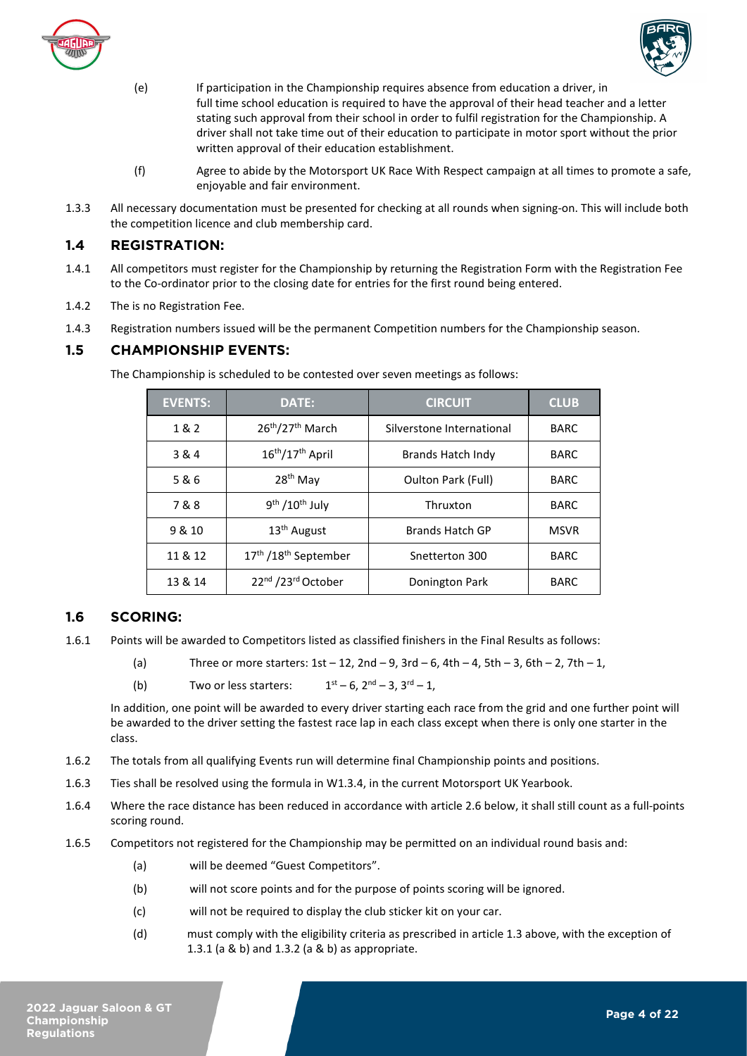(e) If participation in the Championship requires absence from education a driver, in full time school education is required to have the approval of their head teacher and a letter stating such approval from their school in order to fulfil registration for the Championship. A driver shall not take time out of their education to participate in motor sport without the prior written approval of their education establishment.

(f) Agree to abide by the Motorsport UK Race With Respect campaign at all times to promote a safe, enjoyable and fair environment.

1.3.3 All necessary documentation must be presented for checking at all rounds when signing-on. This will include both the competition licence and club membership card.

## 1.4 REGISTRATION:

1.4.1 All competitors must register for the Championship by returning the Registration Form with the Registration Fee to the Co-ordinator prior to the closing date for entries for the first round being entered.

1.4.2 The is no Registration Fee.

1.4.3 Registration numbers issued will be the permanent Competition numbers for the Championship season.

## 1.5 CHAMPIONSHIP EVENTS:

The Championship is scheduled to be contested over seven meetings as follows:

| EVENTS: | DATE: | CIRCUIT | CLUB |
|---|---|---|---|
| 1 & 2 | 26th/27th March | Silverstone International | BARC |
| 3 & 4 | 16th/17th April | Brands Hatch Indy | BARC |
| 5 & 6 | 28th May | Oulton Park (Full) | BARC |
| 7 & 8 | 9th /10th July | Thruxton | BARC |
| 9 & 10 | 13th August | Brands Hatch GP | MSVR |
| 11 & 12 | 17th /18th September | Snetterton 300 | BARC |
| 13 & 14 | 22nd /23rd October | Donington Park | BARC |

## 1.6 SCORING:

1.6.1 Points will be awarded to Competitors listed as classified finishers in the Final Results as follows:

(a) Three or more starters: 1st – 12, 2nd – 9, 3rd – 6, 4th – 4, 5th – 3, 6th – 2, 7th – 1,

(b) Two or less starters: 1st – 6, 2nd – 3, 3rd – 1,

In addition, one point will be awarded to every driver starting each race from the grid and one further point will be awarded to the driver setting the fastest race lap in each class except when there is only one starter in the class.

1.6.2 The totals from all qualifying Events run will determine final Championship points and positions.

1.6.3 Ties shall be resolved using the formula in W1.3.4, in the current Motorsport UK Yearbook.

1.6.4 Where the race distance has been reduced in accordance with article 2.6 below, it shall still count as a full-points scoring round.

1.6.5 Competitors not registered for the Championship may be permitted on an individual round basis and:

(a) will be deemed "Guest Competitors".

(b) will not score points and for the purpose of points scoring will be ignored.

(c) will not be required to display the club sticker kit on your car.

(d) must comply with the eligibility criteria as prescribed in article 1.3 above, with the exception of 1.3.1 (a & b) and 1.3.2 (a & b) as appropriate.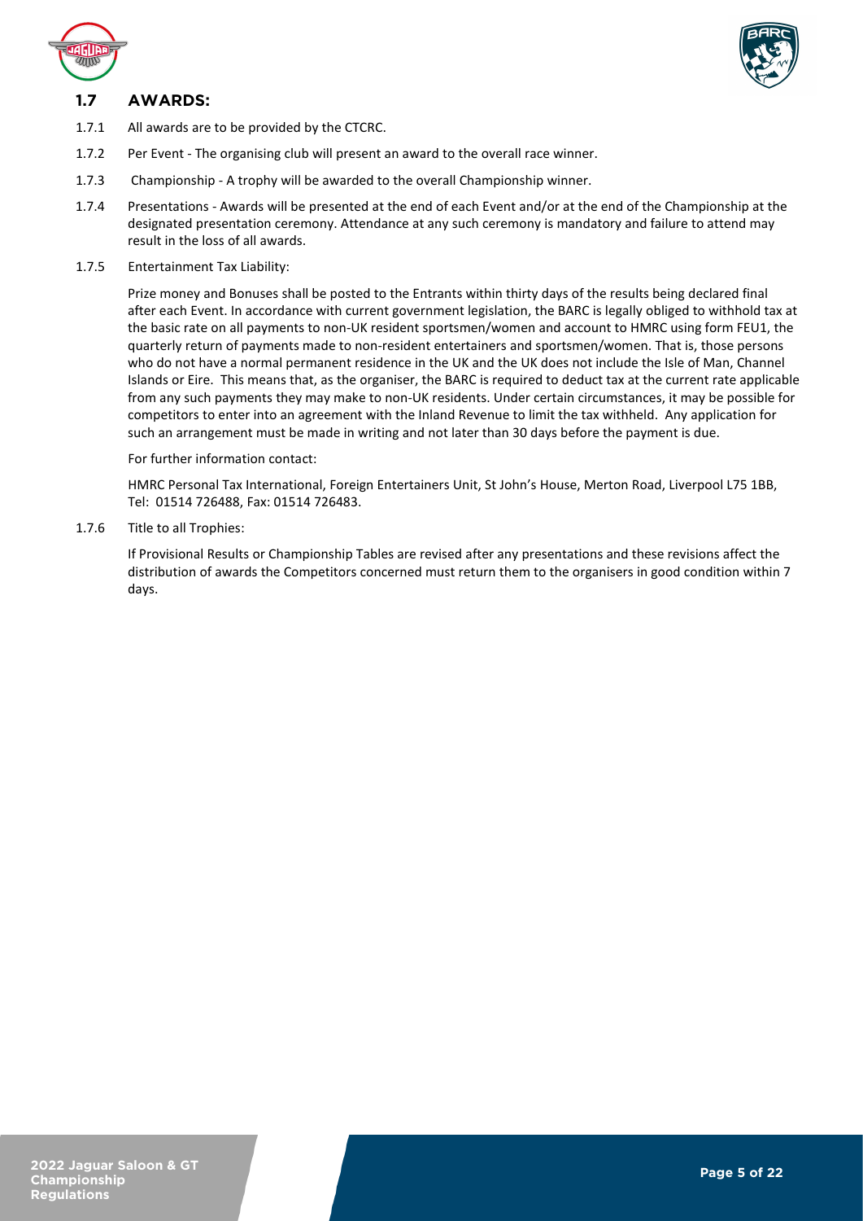## 1.7 AWARDS:

1.7.1 All awards are to be provided by the CTCRC.

1.7.2 Per Event - The organising club will present an award to the overall race winner.

1.7.3 Championship - A trophy will be awarded to the overall Championship winner.

1.7.4 Presentations - Awards will be presented at the end of each Event and/or at the end of the Championship at the designated presentation ceremony. Attendance at any such ceremony is mandatory and failure to attend may result in the loss of all awards.

1.7.5 Entertainment Tax Liability:

Prize money and Bonuses shall be posted to the Entrants within thirty days of the results being declared final after each Event. In accordance with current government legislation, the BARC is legally obliged to withhold tax at the basic rate on all payments to non-UK resident sportsmen/women and account to HMRC using form FEU1, the quarterly return of payments made to non-resident entertainers and sportsmen/women. That is, those persons who do not have a normal permanent residence in the UK and the UK does not include the Isle of Man, Channel Islands or Eire. This means that, as the organiser, the BARC is required to deduct tax at the current rate applicable from any such payments they may make to non-UK residents. Under certain circumstances, it may be possible for competitors to enter into an agreement with the Inland Revenue to limit the tax withheld. Any application for such an arrangement must be made in writing and not later than 30 days before the payment is due.

For further information contact:

HMRC Personal Tax International, Foreign Entertainers Unit, St John's House, Merton Road, Liverpool L75 1BB, Tel: 01514 726488, Fax: 01514 726483.

1.7.6 Title to all Trophies:

If Provisional Results or Championship Tables are revised after any presentations and these revisions affect the distribution of awards the Competitors concerned must return them to the organisers in good condition within 7 days.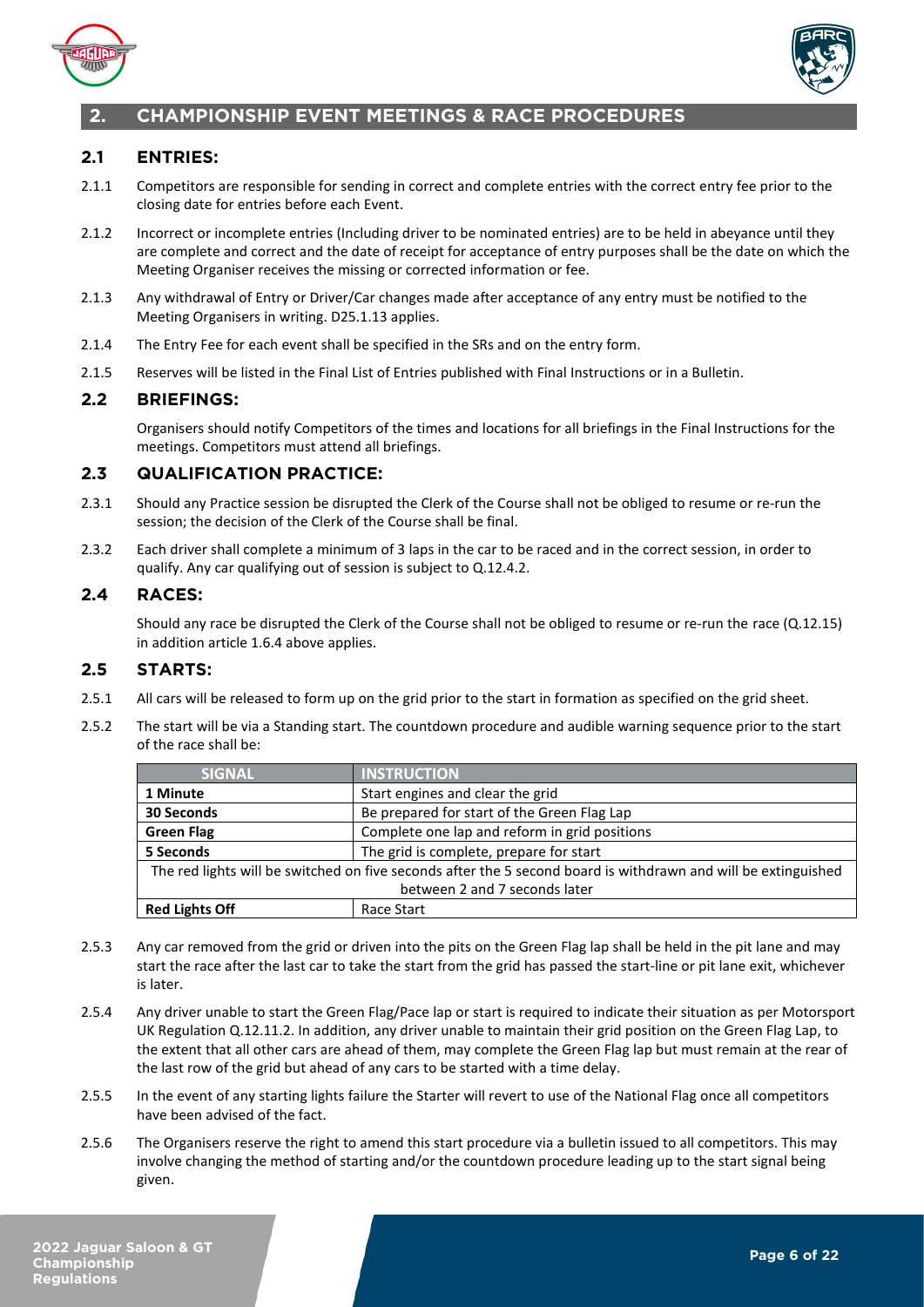# 2. CHAMPIONSHIP EVENT MEETINGS & RACE PROCEDURES

## 2.1 ENTRIES:

2.1.1 Competitors are responsible for sending in correct and complete entries with the correct entry fee prior to the closing date for entries before each Event.

2.1.2 Incorrect or incomplete entries (Including driver to be nominated entries) are to be held in abeyance until they are complete and correct and the date of receipt for acceptance of entry purposes shall be the date on which the Meeting Organiser receives the missing or corrected information or fee.

2.1.3 Any withdrawal of Entry or Driver/Car changes made after acceptance of any entry must be notified to the Meeting Organisers in writing. D25.1.13 applies.

2.1.4 The Entry Fee for each event shall be specified in the SRs and on the entry form.

2.1.5 Reserves will be listed in the Final List of Entries published with Final Instructions or in a Bulletin.

## 2.2 BRIEFINGS:

Organisers should notify Competitors of the times and locations for all briefings in the Final Instructions for the meetings. Competitors must attend all briefings.

## 2.3 QUALIFICATION PRACTICE:

2.3.1 Should any Practice session be disrupted the Clerk of the Course shall not be obliged to resume or re-run the session; the decision of the Clerk of the Course shall be final.

2.3.2 Each driver shall complete a minimum of 3 laps in the car to be raced and in the correct session, in order to qualify. Any car qualifying out of session is subject to Q.12.4.2.

## 2.4 RACES:

Should any race be disrupted the Clerk of the Course shall not be obliged to resume or re-run the race (Q.12.15) in addition article 1.6.4 above applies.

## 2.5 STARTS:

2.5.1 All cars will be released to form up on the grid prior to the start in formation as specified on the grid sheet.

2.5.2 The start will be via a Standing start. The countdown procedure and audible warning sequence prior to the start of the race shall be:

| SIGNAL | INSTRUCTION |
|---|---|
| **1 Minute** | Start engines and clear the grid |
| **30 Seconds** | Be prepared for start of the Green Flag Lap |
| **Green Flag** | Complete one lap and reform in grid positions |
| **5 Seconds** | The grid is complete, prepare for start |
| The red lights will be switched on five seconds after the 5 second board is withdrawn and will be extinguished between 2 and 7 seconds later | |
| **Red Lights Off** | Race Start |

2.5.3 Any car removed from the grid or driven into the pits on the Green Flag lap shall be held in the pit lane and may start the race after the last car to take the start from the grid has passed the start-line or pit lane exit, whichever is later.

2.5.4 Any driver unable to start the Green Flag/Pace lap or start is required to indicate their situation as per Motorsport UK Regulation Q.12.11.2. In addition, any driver unable to maintain their grid position on the Green Flag Lap, to the extent that all other cars are ahead of them, may complete the Green Flag lap but must remain at the rear of the last row of the grid but ahead of any cars to be started with a time delay.

2.5.5 In the event of any starting lights failure the Starter will revert to use of the National Flag once all competitors have been advised of the fact.

2.5.6 The Organisers reserve the right to amend this start procedure via a bulletin issued to all competitors. This may involve changing the method of starting and/or the countdown procedure leading up to the start signal being given.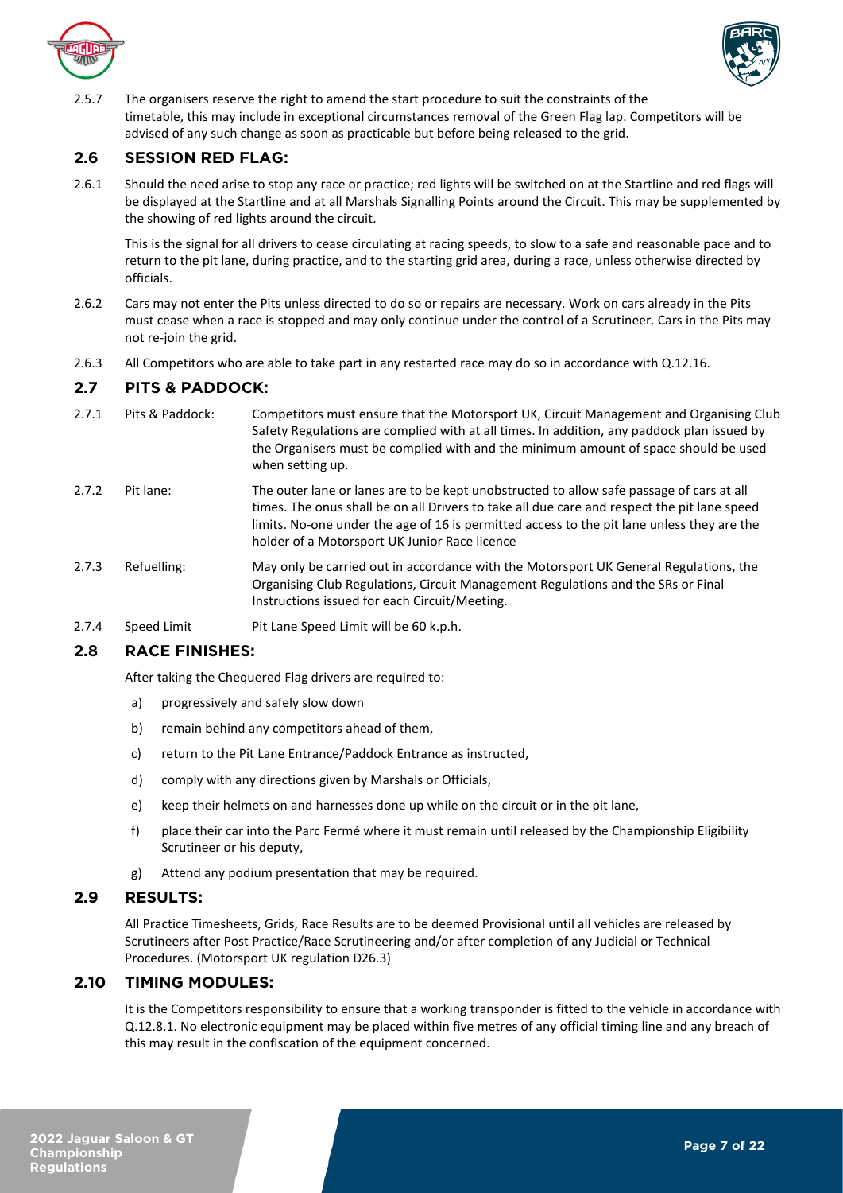2.5.7 The organisers reserve the right to amend the start procedure to suit the constraints of the timetable, this may include in exceptional circumstances removal of the Green Flag lap. Competitors will be advised of any such change as soon as practicable but before being released to the grid.

## 2.6 SESSION RED FLAG:

2.6.1 Should the need arise to stop any race or practice; red lights will be switched on at the Startline and red flags will be displayed at the Startline and at all Marshals Signalling Points around the Circuit. This may be supplemented by the showing of red lights around the circuit.

This is the signal for all drivers to cease circulating at racing speeds, to slow to a safe and reasonable pace and to return to the pit lane, during practice, and to the starting grid area, during a race, unless otherwise directed by officials.

2.6.2 Cars may not enter the Pits unless directed to do so or repairs are necessary. Work on cars already in the Pits must cease when a race is stopped and may only continue under the control of a Scrutineer. Cars in the Pits may not re-join the grid.

2.6.3 All Competitors who are able to take part in any restarted race may do so in accordance with Q.12.16.

## 2.7 PITS & PADDOCK:

2.7.1 Pits & Paddock: Competitors must ensure that the Motorsport UK, Circuit Management and Organising Club Safety Regulations are complied with at all times. In addition, any paddock plan issued by the Organisers must be complied with and the minimum amount of space should be used when setting up.

2.7.2 Pit lane: The outer lane or lanes are to be kept unobstructed to allow safe passage of cars at all times. The onus shall be on all Drivers to take all due care and respect the pit lane speed limits. No-one under the age of 16 is permitted access to the pit lane unless they are the holder of a Motorsport UK Junior Race licence

2.7.3 Refuelling: May only be carried out in accordance with the Motorsport UK General Regulations, the Organising Club Regulations, Circuit Management Regulations and the SRs or Final Instructions issued for each Circuit/Meeting.

2.7.4 Speed Limit Pit Lane Speed Limit will be 60 k.p.h.

## 2.8 RACE FINISHES:

After taking the Chequered Flag drivers are required to:

a) progressively and safely slow down
b) remain behind any competitors ahead of them,
c) return to the Pit Lane Entrance/Paddock Entrance as instructed,
d) comply with any directions given by Marshals or Officials,
e) keep their helmets on and harnesses done up while on the circuit or in the pit lane,
f) place their car into the Parc Fermé where it must remain until released by the Championship Eligibility Scrutineer or his deputy,
g) Attend any podium presentation that may be required.

## 2.9 RESULTS:

All Practice Timesheets, Grids, Race Results are to be deemed Provisional until all vehicles are released by Scrutineers after Post Practice/Race Scrutineering and/or after completion of any Judicial or Technical Procedures. (Motorsport UK regulation D26.3)

## 2.10 TIMING MODULES:

It is the Competitors responsibility to ensure that a working transponder is fitted to the vehicle in accordance with Q.12.8.1. No electronic equipment may be placed within five metres of any official timing line and any breach of this may result in the confiscation of the equipment concerned.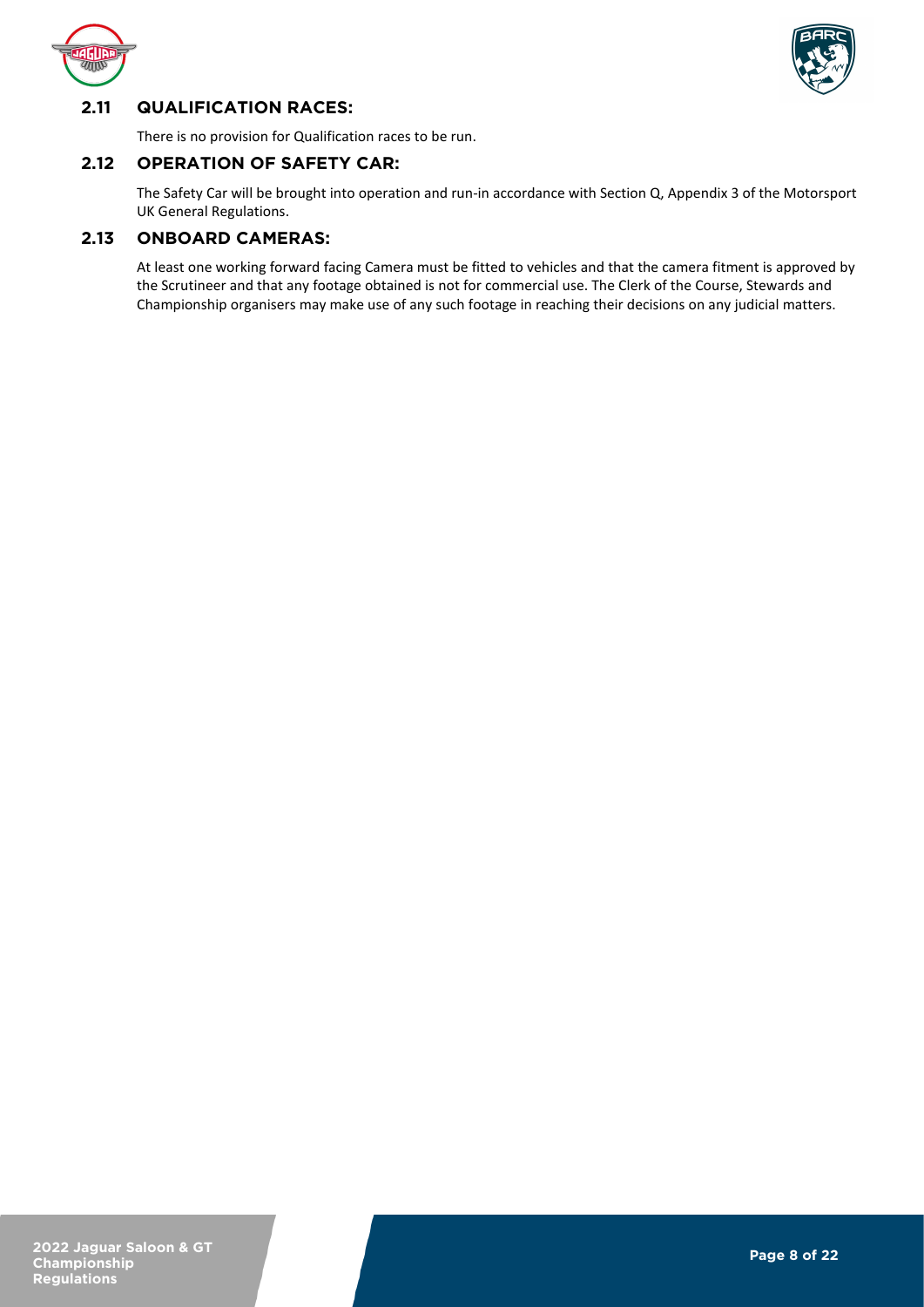## 2.11 QUALIFICATION RACES:

There is no provision for Qualification races to be run.

## 2.12 OPERATION OF SAFETY CAR:

The Safety Car will be brought into operation and run-in accordance with Section Q, Appendix 3 of the Motorsport UK General Regulations.

## 2.13 ONBOARD CAMERAS:

At least one working forward facing Camera must be fitted to vehicles and that the camera fitment is approved by the Scrutineer and that any footage obtained is not for commercial use. The Clerk of the Course, Stewards and Championship organisers may make use of any such footage in reaching their decisions on any judicial matters.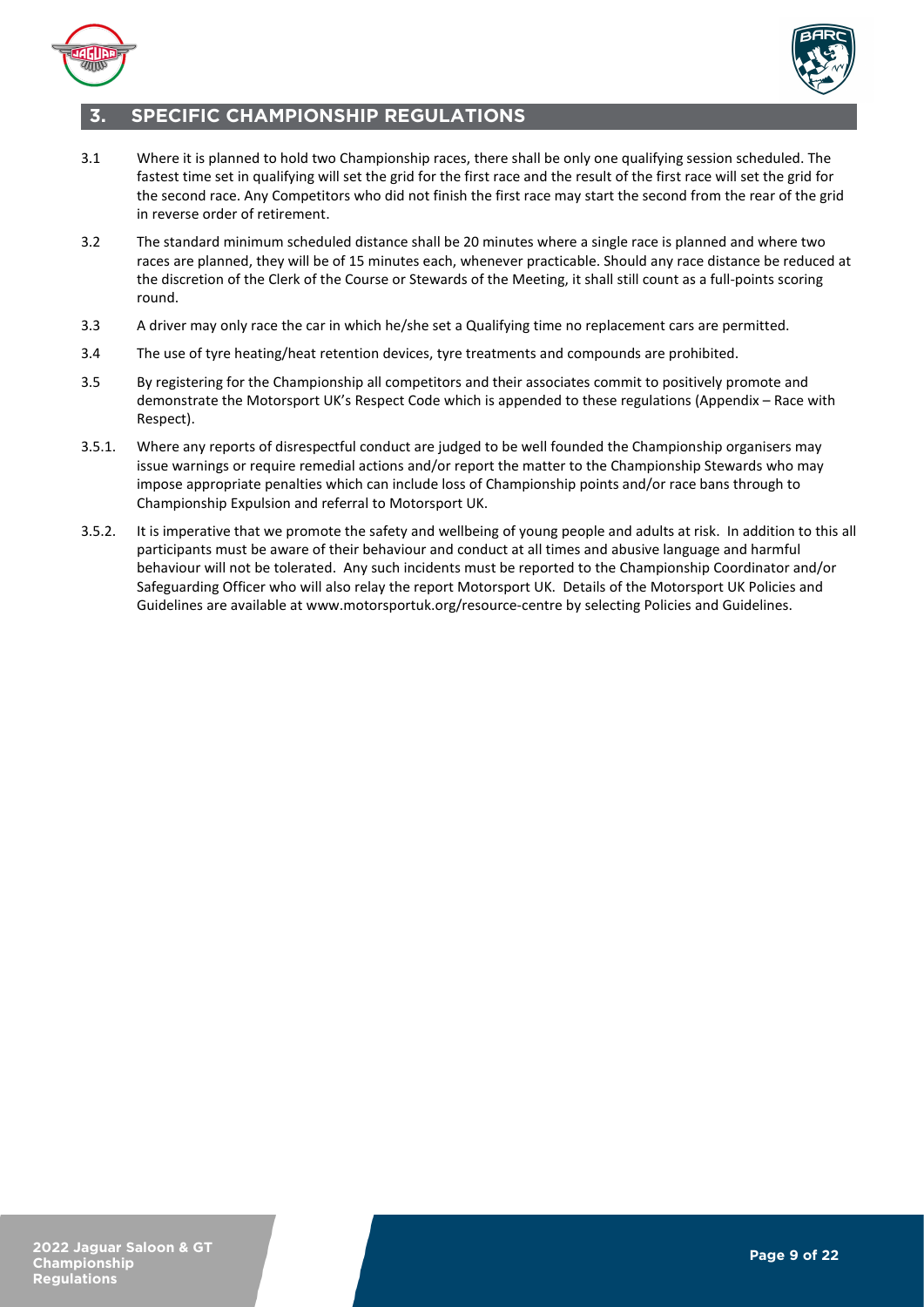## 3. SPECIFIC CHAMPIONSHIP REGULATIONS

3.1 Where it is planned to hold two Championship races, there shall be only one qualifying session scheduled. The fastest time set in qualifying will set the grid for the first race and the result of the first race will set the grid for the second race. Any Competitors who did not finish the first race may start the second from the rear of the grid in reverse order of retirement.

3.2 The standard minimum scheduled distance shall be 20 minutes where a single race is planned and where two races are planned, they will be of 15 minutes each, whenever practicable. Should any race distance be reduced at the discretion of the Clerk of the Course or Stewards of the Meeting, it shall still count as a full-points scoring round.

3.3 A driver may only race the car in which he/she set a Qualifying time no replacement cars are permitted.

3.4 The use of tyre heating/heat retention devices, tyre treatments and compounds are prohibited.

3.5 By registering for the Championship all competitors and their associates commit to positively promote and demonstrate the Motorsport UK's Respect Code which is appended to these regulations (Appendix – Race with Respect).

3.5.1. Where any reports of disrespectful conduct are judged to be well founded the Championship organisers may issue warnings or require remedial actions and/or report the matter to the Championship Stewards who may impose appropriate penalties which can include loss of Championship points and/or race bans through to Championship Expulsion and referral to Motorsport UK.

3.5.2. It is imperative that we promote the safety and wellbeing of young people and adults at risk. In addition to this all participants must be aware of their behaviour and conduct at all times and abusive language and harmful behaviour will not be tolerated. Any such incidents must be reported to the Championship Coordinator and/or Safeguarding Officer who will also relay the report Motorsport UK. Details of the Motorsport UK Policies and Guidelines are available at www.motorsportuk.org/resource-centre by selecting Policies and Guidelines.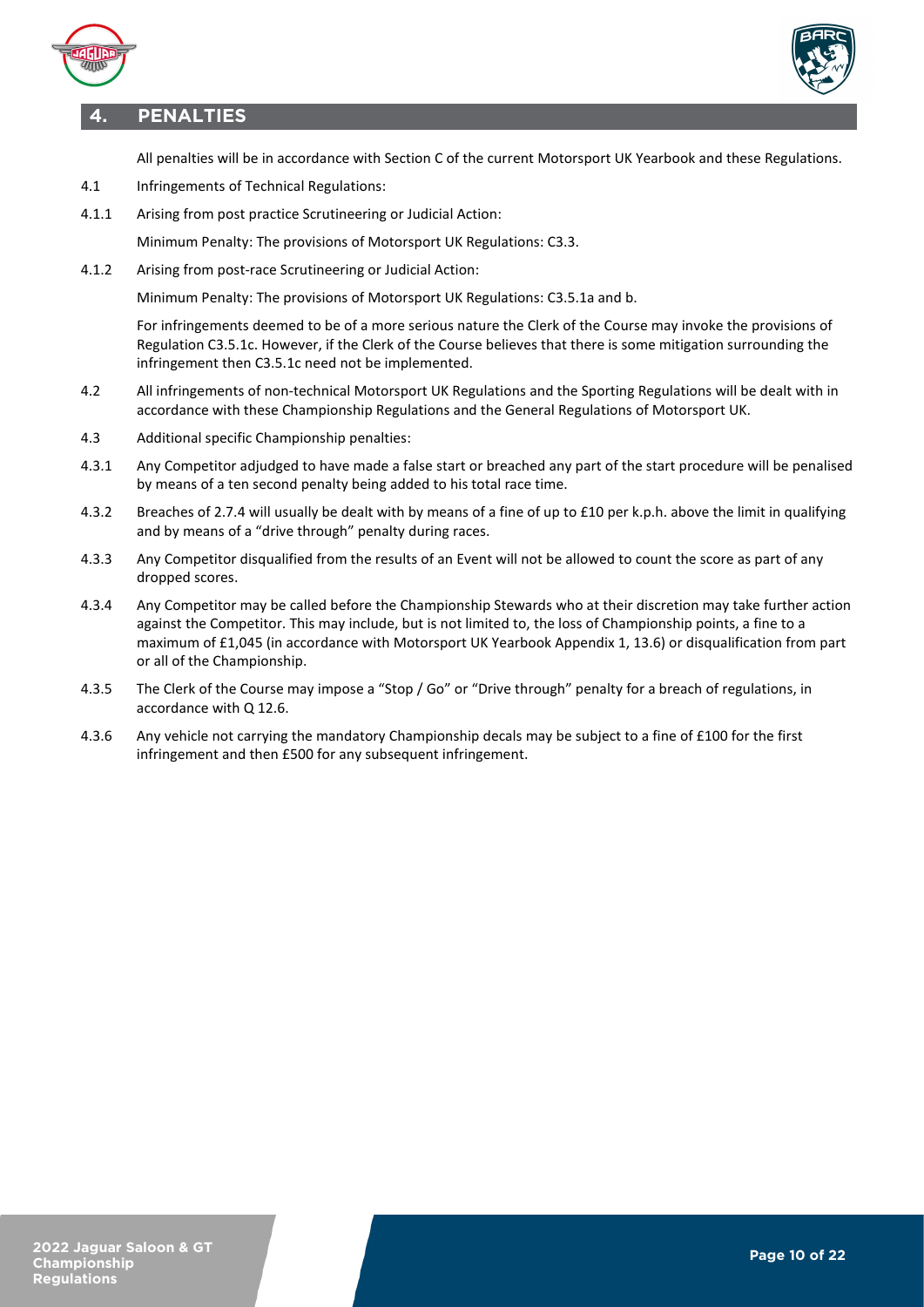# 4. PENALTIES

All penalties will be in accordance with Section C of the current Motorsport UK Yearbook and these Regulations.

4.1 Infringements of Technical Regulations:

4.1.1 Arising from post practice Scrutineering or Judicial Action:

Minimum Penalty: The provisions of Motorsport UK Regulations: C3.3.

4.1.2 Arising from post-race Scrutineering or Judicial Action:

Minimum Penalty: The provisions of Motorsport UK Regulations: C3.5.1a and b.

For infringements deemed to be of a more serious nature the Clerk of the Course may invoke the provisions of Regulation C3.5.1c. However, if the Clerk of the Course believes that there is some mitigation surrounding the infringement then C3.5.1c need not be implemented.

4.2 All infringements of non-technical Motorsport UK Regulations and the Sporting Regulations will be dealt with in accordance with these Championship Regulations and the General Regulations of Motorsport UK.

4.3 Additional specific Championship penalties:

4.3.1 Any Competitor adjudged to have made a false start or breached any part of the start procedure will be penalised by means of a ten second penalty being added to his total race time.

4.3.2 Breaches of 2.7.4 will usually be dealt with by means of a fine of up to £10 per k.p.h. above the limit in qualifying and by means of a "drive through" penalty during races.

4.3.3 Any Competitor disqualified from the results of an Event will not be allowed to count the score as part of any dropped scores.

4.3.4 Any Competitor may be called before the Championship Stewards who at their discretion may take further action against the Competitor. This may include, but is not limited to, the loss of Championship points, a fine to a maximum of £1,045 (in accordance with Motorsport UK Yearbook Appendix 1, 13.6) or disqualification from part or all of the Championship.

4.3.5 The Clerk of the Course may impose a "Stop / Go" or "Drive through" penalty for a breach of regulations, in accordance with Q 12.6.

4.3.6 Any vehicle not carrying the mandatory Championship decals may be subject to a fine of £100 for the first infringement and then £500 for any subsequent infringement.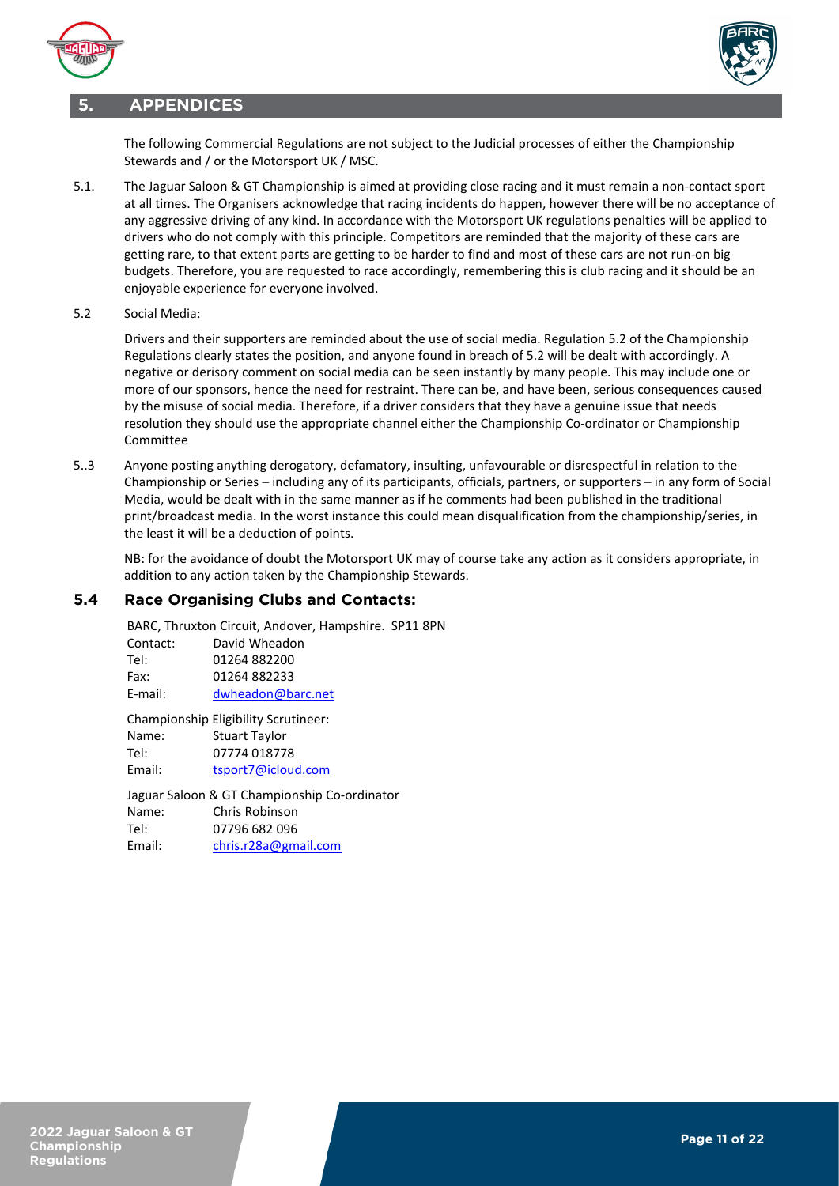## 5. APPENDICES

The following Commercial Regulations are not subject to the Judicial processes of either the Championship Stewards and / or the Motorsport UK / MSC.

5.1. The Jaguar Saloon & GT Championship is aimed at providing close racing and it must remain a non-contact sport at all times. The Organisers acknowledge that racing incidents do happen, however there will be no acceptance of any aggressive driving of any kind. In accordance with the Motorsport UK regulations penalties will be applied to drivers who do not comply with this principle. Competitors are reminded that the majority of these cars are getting rare, to that extent parts are getting to be harder to find and most of these cars are not run-on big budgets. Therefore, you are requested to race accordingly, remembering this is club racing and it should be an enjoyable experience for everyone involved.

5.2 Social Media:

Drivers and their supporters are reminded about the use of social media. Regulation 5.2 of the Championship Regulations clearly states the position, and anyone found in breach of 5.2 will be dealt with accordingly. A negative or derisory comment on social media can be seen instantly by many people. This may include one or more of our sponsors, hence the need for restraint. There can be, and have been, serious consequences caused by the misuse of social media. Therefore, if a driver considers that they have a genuine issue that needs resolution they should use the appropriate channel either the Championship Co-ordinator or Championship Committee

5..3 Anyone posting anything derogatory, defamatory, insulting, unfavourable or disrespectful in relation to the Championship or Series – including any of its participants, officials, partners, or supporters – in any form of Social Media, would be dealt with in the same manner as if he comments had been published in the traditional print/broadcast media. In the worst instance this could mean disqualification from the championship/series, in the least it will be a deduction of points.

NB: for the avoidance of doubt the Motorsport UK may of course take any action as it considers appropriate, in addition to any action taken by the Championship Stewards.

### 5.4 Race Organising Clubs and Contacts:

BARC, Thruxton Circuit, Andover, Hampshire. SP11 8PN

| | |
|---|---|
| Contact: | David Wheadon |
| Tel: | 01264 882200 |
| Fax: | 01264 882233 |
| E-mail: | dwheadon@barc.net |

Championship Eligibility Scrutineer:

| | |
|---|---|
| Name: | Stuart Taylor |
| Tel: | 07774 018778 |
| Email: | tsport7@icloud.com |

Jaguar Saloon & GT Championship Co-ordinator

| | |
|---|---|
| Name: | Chris Robinson |
| Tel: | 07796 682 096 |
| Email: | chris.r28a@gmail.com |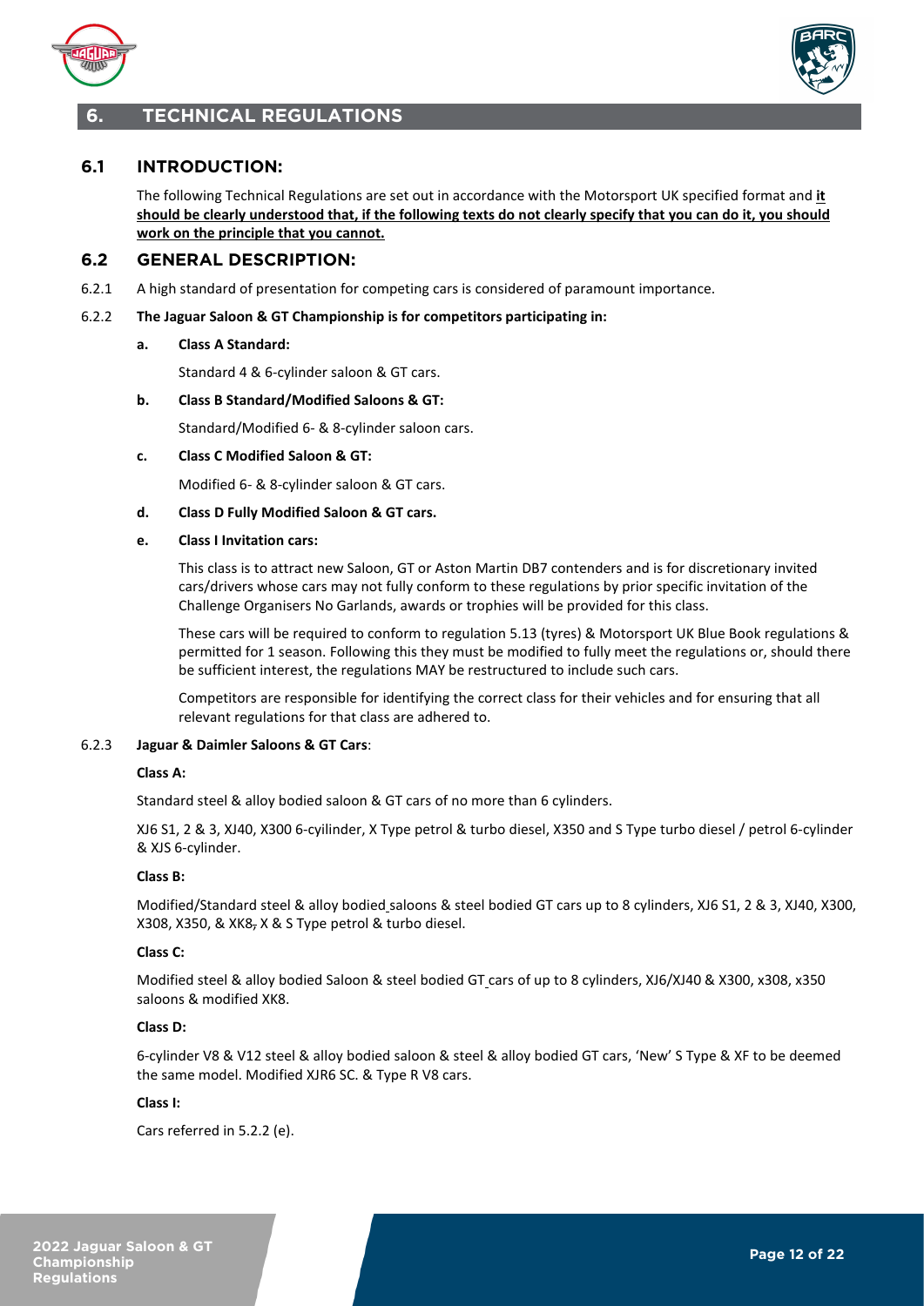# 6. TECHNICAL REGULATIONS

## 6.1 INTRODUCTION:

The following Technical Regulations are set out in accordance with the Motorsport UK specified format and **it should be clearly understood that, if the following texts do not clearly specify that you can do it, you should work on the principle that you cannot.**

## 6.2 GENERAL DESCRIPTION:

6.2.1 A high standard of presentation for competing cars is considered of paramount importance.

6.2.2 **The Jaguar Saloon & GT Championship is for competitors participating in:**

**a. Class A Standard:**

Standard 4 & 6-cylinder saloon & GT cars.

**b. Class B Standard/Modified Saloons & GT:**

Standard/Modified 6- & 8-cylinder saloon cars.

**c. Class C Modified Saloon & GT:**

Modified 6- & 8-cylinder saloon & GT cars.

**d. Class D Fully Modified Saloon & GT cars.**

**e. Class I Invitation cars:**

This class is to attract new Saloon, GT or Aston Martin DB7 contenders and is for discretionary invited cars/drivers whose cars may not fully conform to these regulations by prior specific invitation of the Challenge Organisers No Garlands, awards or trophies will be provided for this class.

These cars will be required to conform to regulation 5.13 (tyres) & Motorsport UK Blue Book regulations & permitted for 1 season. Following this they must be modified to fully meet the regulations or, should there be sufficient interest, the regulations MAY be restructured to include such cars.

Competitors are responsible for identifying the correct class for their vehicles and for ensuring that all relevant regulations for that class are adhered to.

6.2.3 **Jaguar & Daimler Saloons & GT Cars**:

**Class A:**

Standard steel & alloy bodied saloon & GT cars of no more than 6 cylinders.

XJ6 S1, 2 & 3, XJ40, X300 6-cyilinder, X Type petrol & turbo diesel, X350 and S Type turbo diesel / petrol 6-cylinder & XJS 6-cylinder.

**Class B:**

Modified/Standard steel & alloy bodied saloons & steel bodied GT cars up to 8 cylinders, XJ6 S1, 2 & 3, XJ40, X300, X308, X350, & XK8, X & S Type petrol & turbo diesel.

**Class C:**

Modified steel & alloy bodied Saloon & steel bodied GT cars of up to 8 cylinders, XJ6/XJ40 & X300, x308, x350 saloons & modified XK8.

**Class D:**

6-cylinder V8 & V12 steel & alloy bodied saloon & steel & alloy bodied GT cars, 'New' S Type & XF to be deemed the same model. Modified XJR6 SC. & Type R V8 cars.

**Class I:**

Cars referred in 5.2.2 (e).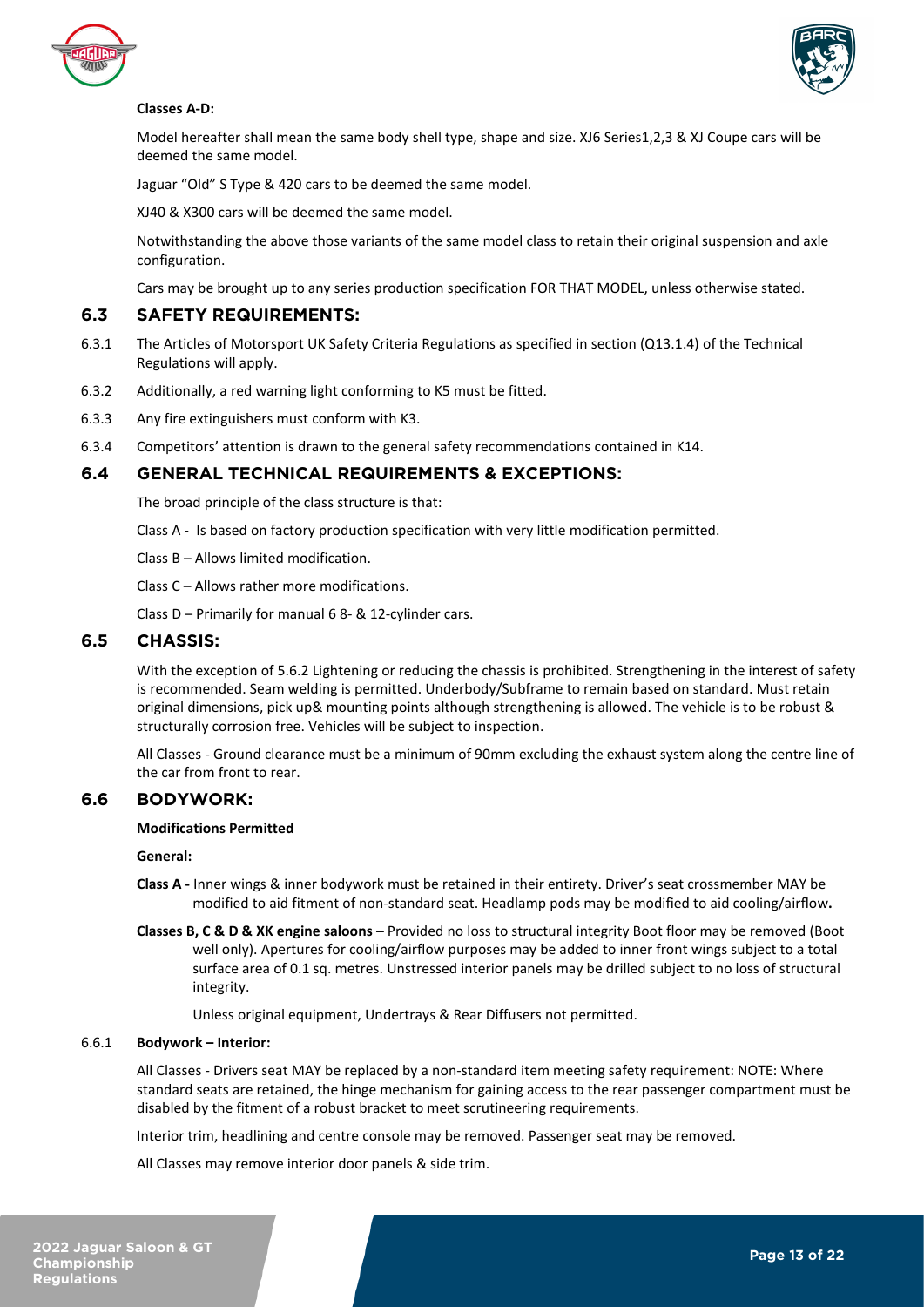**Classes A-D:**

Model hereafter shall mean the same body shell type, shape and size. XJ6 Series1,2,3 & XJ Coupe cars will be deemed the same model.

Jaguar "Old" S Type & 420 cars to be deemed the same model.

XJ40 & X300 cars will be deemed the same model.

Notwithstanding the above those variants of the same model class to retain their original suspension and axle configuration.

Cars may be brought up to any series production specification FOR THAT MODEL, unless otherwise stated.

## 6.3 SAFETY REQUIREMENTS:

6.3.1 The Articles of Motorsport UK Safety Criteria Regulations as specified in section (Q13.1.4) of the Technical Regulations will apply.

6.3.2 Additionally, a red warning light conforming to K5 must be fitted.

6.3.3 Any fire extinguishers must conform with K3.

6.3.4 Competitors' attention is drawn to the general safety recommendations contained in K14.

## 6.4 GENERAL TECHNICAL REQUIREMENTS & EXCEPTIONS:

The broad principle of the class structure is that:

Class A - Is based on factory production specification with very little modification permitted.

Class B – Allows limited modification.

Class C – Allows rather more modifications.

Class D – Primarily for manual 6 8- & 12-cylinder cars.

## 6.5 CHASSIS:

With the exception of 5.6.2 Lightening or reducing the chassis is prohibited. Strengthening in the interest of safety is recommended. Seam welding is permitted. Underbody/Subframe to remain based on standard. Must retain original dimensions, pick up& mounting points although strengthening is allowed. The vehicle is to be robust & structurally corrosion free. Vehicles will be subject to inspection.

All Classes - Ground clearance must be a minimum of 90mm excluding the exhaust system along the centre line of the car from front to rear.

## 6.6 BODYWORK:

**Modifications Permitted**

**General:**

**Class A -** Inner wings & inner bodywork must be retained in their entirety. Driver's seat crossmember MAY be modified to aid fitment of non-standard seat. Headlamp pods may be modified to aid cooling/airflow**.**

**Classes B, C & D & XK engine saloons –** Provided no loss to structural integrity Boot floor may be removed (Boot well only). Apertures for cooling/airflow purposes may be added to inner front wings subject to a total surface area of 0.1 sq. metres. Unstressed interior panels may be drilled subject to no loss of structural integrity.

Unless original equipment, Undertrays & Rear Diffusers not permitted.

6.6.1 **Bodywork – Interior:**

All Classes - Drivers seat MAY be replaced by a non-standard item meeting safety requirement: NOTE: Where standard seats are retained, the hinge mechanism for gaining access to the rear passenger compartment must be disabled by the fitment of a robust bracket to meet scrutineering requirements.

Interior trim, headlining and centre console may be removed. Passenger seat may be removed.

All Classes may remove interior door panels & side trim.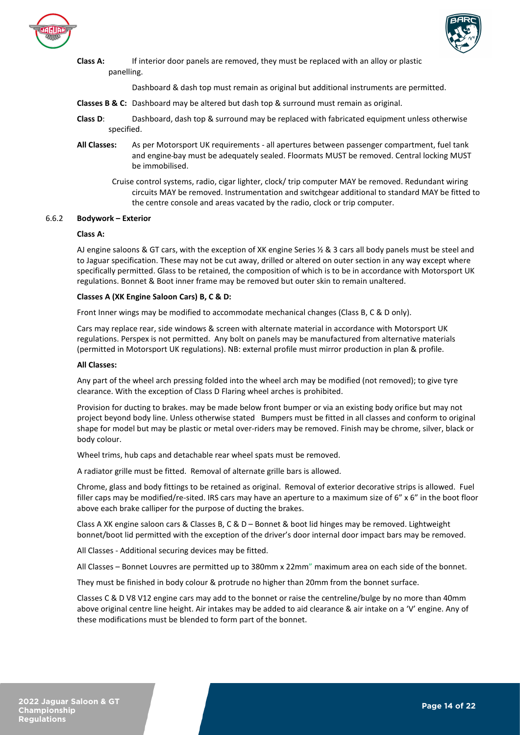**Class A:** If interior door panels are removed, they must be replaced with an alloy or plastic panelling.

Dashboard & dash top must remain as original but additional instruments are permitted.

**Classes B & C:** Dashboard may be altered but dash top & surround must remain as original.

**Class D**: Dashboard, dash top & surround may be replaced with fabricated equipment unless otherwise specified.

**All Classes:** As per Motorsport UK requirements - all apertures between passenger compartment, fuel tank and engine-bay must be adequately sealed. Floormats MUST be removed. Central locking MUST be immobilised.

Cruise control systems, radio, cigar lighter, clock/ trip computer MAY be removed. Redundant wiring circuits MAY be removed. Instrumentation and switchgear additional to standard MAY be fitted to the centre console and areas vacated by the radio, clock or trip computer.

### 6.6.2 Bodywork – Exterior

**Class A:**

AJ engine saloons & GT cars, with the exception of XK engine Series ½ & 3 cars all body panels must be steel and to Jaguar specification. These may not be cut away, drilled or altered on outer section in any way except where specifically permitted. Glass to be retained, the composition of which is to be in accordance with Motorsport UK regulations. Bonnet & Boot inner frame may be removed but outer skin to remain unaltered.

**Classes A (XK Engine Saloon Cars) B, C & D:**

Front Inner wings may be modified to accommodate mechanical changes (Class B, C & D only).

Cars may replace rear, side windows & screen with alternate material in accordance with Motorsport UK regulations. Perspex is not permitted. Any bolt on panels may be manufactured from alternative materials (permitted in Motorsport UK regulations). NB: external profile must mirror production in plan & profile.

**All Classes:**

Any part of the wheel arch pressing folded into the wheel arch may be modified (not removed); to give tyre clearance. With the exception of Class D Flaring wheel arches is prohibited.

Provision for ducting to brakes. may be made below front bumper or via an existing body orifice but may not project beyond body line. Unless otherwise stated Bumpers must be fitted in all classes and conform to original shape for model but may be plastic or metal over-riders may be removed. Finish may be chrome, silver, black or body colour.

Wheel trims, hub caps and detachable rear wheel spats must be removed.

A radiator grille must be fitted. Removal of alternate grille bars is allowed.

Chrome, glass and body fittings to be retained as original. Removal of exterior decorative strips is allowed. Fuel filler caps may be modified/re-sited. IRS cars may have an aperture to a maximum size of 6" x 6" in the boot floor above each brake calliper for the purpose of ducting the brakes.

Class A XK engine saloon cars & Classes B, C & D – Bonnet & boot lid hinges may be removed. Lightweight bonnet/boot lid permitted with the exception of the driver's door internal door impact bars may be removed.

All Classes - Additional securing devices may be fitted.

All Classes – Bonnet Louvres are permitted up to 380mm x 22mm" maximum area on each side of the bonnet.

They must be finished in body colour & protrude no higher than 20mm from the bonnet surface.

Classes C & D V8 V12 engine cars may add to the bonnet or raise the centreline/bulge by no more than 40mm above original centre line height. Air intakes may be added to aid clearance & air intake on a 'V' engine. Any of these modifications must be blended to form part of the bonnet.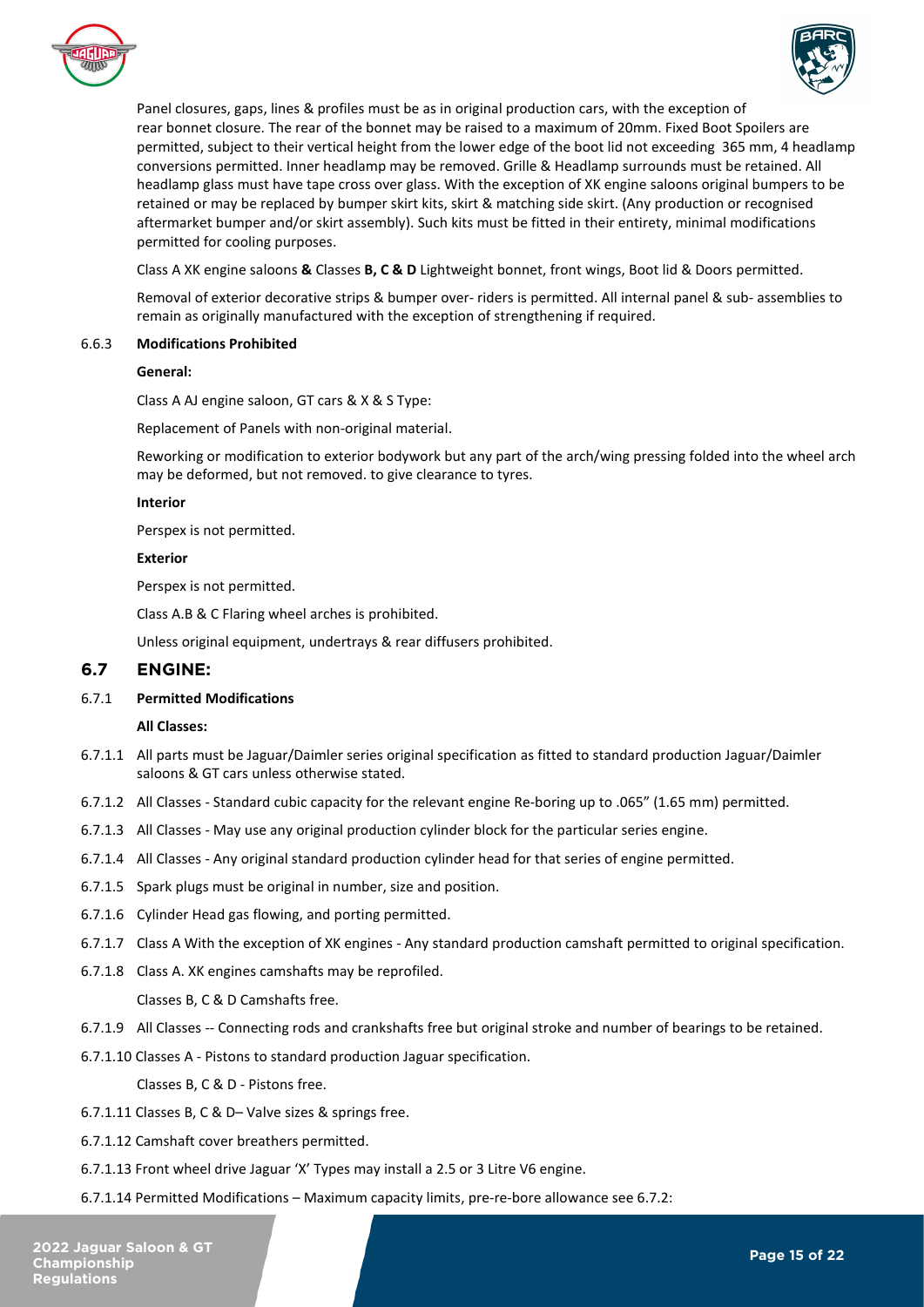Panel closures, gaps, lines & profiles must be as in original production cars, with the exception of rear bonnet closure. The rear of the bonnet may be raised to a maximum of 20mm. Fixed Boot Spoilers are permitted, subject to their vertical height from the lower edge of the boot lid not exceeding 365 mm, 4 headlamp conversions permitted. Inner headlamp may be removed. Grille & Headlamp surrounds must be retained. All headlamp glass must have tape cross over glass. With the exception of XK engine saloons original bumpers to be retained or may be replaced by bumper skirt kits, skirt & matching side skirt. (Any production or recognised aftermarket bumper and/or skirt assembly). Such kits must be fitted in their entirety, minimal modifications permitted for cooling purposes.

Class A XK engine saloons **&** Classes **B, C & D** Lightweight bonnet, front wings, Boot lid & Doors permitted.

Removal of exterior decorative strips & bumper over- riders is permitted. All internal panel & sub- assemblies to remain as originally manufactured with the exception of strengthening if required.

6.6.3 **Modifications Prohibited**

**General:**

Class A AJ engine saloon, GT cars & X & S Type:

Replacement of Panels with non-original material.

Reworking or modification to exterior bodywork but any part of the arch/wing pressing folded into the wheel arch may be deformed, but not removed. to give clearance to tyres.

**Interior**

Perspex is not permitted.

**Exterior**

Perspex is not permitted.

Class A.B & C Flaring wheel arches is prohibited.

Unless original equipment, undertrays & rear diffusers prohibited.

## 6.7 ENGINE:

6.7.1 **Permitted Modifications**

**All Classes:**

6.7.1.1 All parts must be Jaguar/Daimler series original specification as fitted to standard production Jaguar/Daimler saloons & GT cars unless otherwise stated.

6.7.1.2 All Classes - Standard cubic capacity for the relevant engine Re-boring up to .065" (1.65 mm) permitted.

6.7.1.3 All Classes - May use any original production cylinder block for the particular series engine.

6.7.1.4 All Classes - Any original standard production cylinder head for that series of engine permitted.

6.7.1.5 Spark plugs must be original in number, size and position.

6.7.1.6 Cylinder Head gas flowing, and porting permitted.

6.7.1.7 Class A With the exception of XK engines - Any standard production camshaft permitted to original specification.

6.7.1.8 Class A. XK engines camshafts may be reprofiled.

Classes B, C & D Camshafts free.

6.7.1.9 All Classes -- Connecting rods and crankshafts free but original stroke and number of bearings to be retained.

6.7.1.10 Classes A - Pistons to standard production Jaguar specification.

Classes B, C & D - Pistons free.

6.7.1.11 Classes B, C & D– Valve sizes & springs free.

6.7.1.12 Camshaft cover breathers permitted.

6.7.1.13 Front wheel drive Jaguar 'X' Types may install a 2.5 or 3 Litre V6 engine.

6.7.1.14 Permitted Modifications – Maximum capacity limits, pre-re-bore allowance see 6.7.2: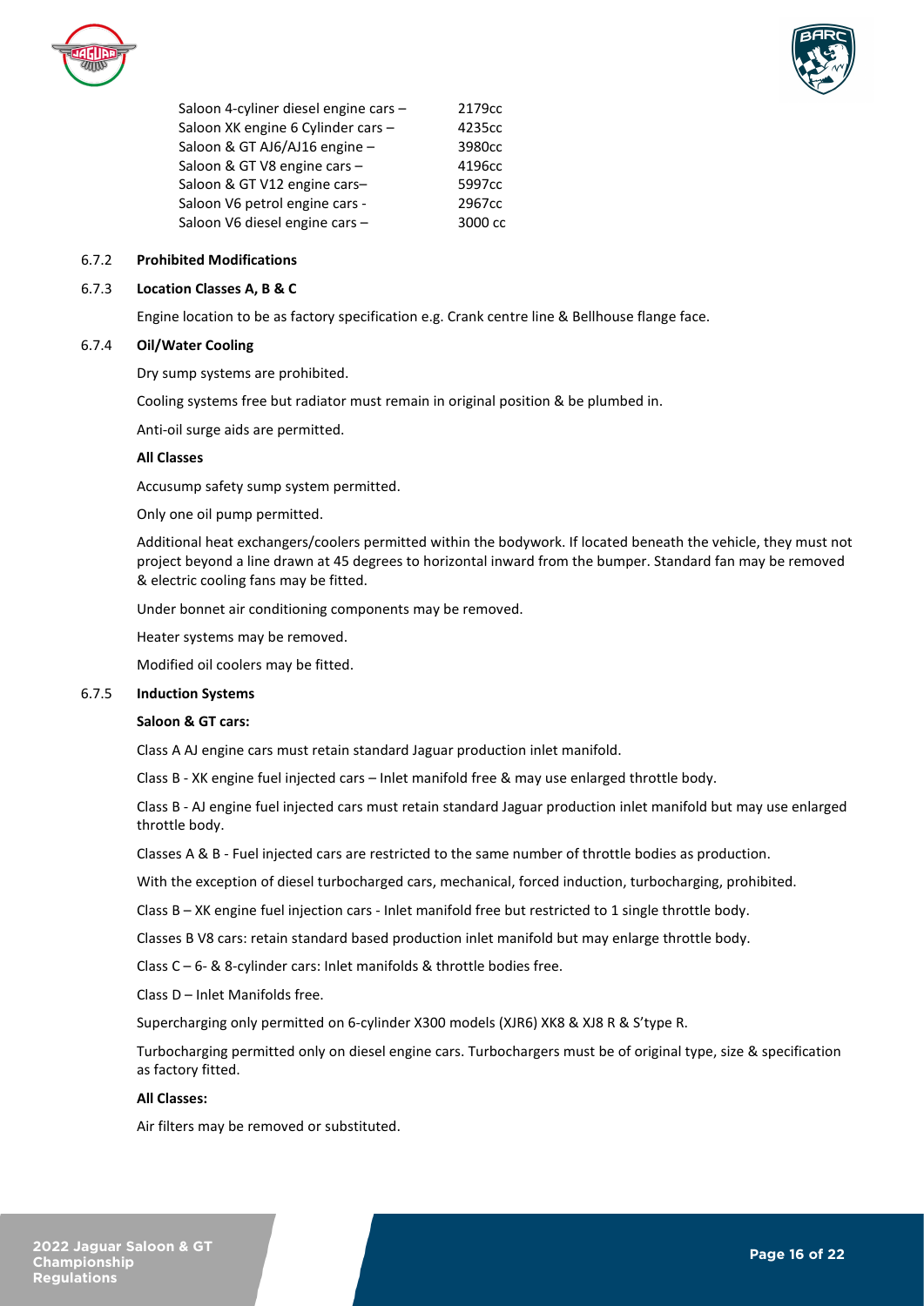| | |
|---|---|
| Saloon 4-cyliner diesel engine cars – | 2179cc |
| Saloon XK engine 6 Cylinder cars – | 4235cc |
| Saloon & GT AJ6/AJ16 engine – | 3980cc |
| Saloon & GT V8 engine cars – | 4196cc |
| Saloon & GT V12 engine cars– | 5997cc |
| Saloon V6 petrol engine cars - | 2967cc |
| Saloon V6 diesel engine cars – | 3000 cc |

6.7.2 **Prohibited Modifications**

6.7.3 **Location Classes A, B & C**

Engine location to be as factory specification e.g. Crank centre line & Bellhouse flange face.

6.7.4 **Oil/Water Cooling**

Dry sump systems are prohibited.

Cooling systems free but radiator must remain in original position & be plumbed in.

Anti-oil surge aids are permitted.

**All Classes**

Accusump safety sump system permitted.

Only one oil pump permitted.

Additional heat exchangers/coolers permitted within the bodywork. If located beneath the vehicle, they must not project beyond a line drawn at 45 degrees to horizontal inward from the bumper. Standard fan may be removed & electric cooling fans may be fitted.

Under bonnet air conditioning components may be removed.

Heater systems may be removed.

Modified oil coolers may be fitted.

6.7.5 **Induction Systems**

**Saloon & GT cars:**

Class A AJ engine cars must retain standard Jaguar production inlet manifold.

Class B - XK engine fuel injected cars – Inlet manifold free & may use enlarged throttle body.

Class B - AJ engine fuel injected cars must retain standard Jaguar production inlet manifold but may use enlarged throttle body.

Classes A & B - Fuel injected cars are restricted to the same number of throttle bodies as production.

With the exception of diesel turbocharged cars, mechanical, forced induction, turbocharging, prohibited.

Class B – XK engine fuel injection cars - Inlet manifold free but restricted to 1 single throttle body.

Classes B V8 cars: retain standard based production inlet manifold but may enlarge throttle body.

Class C – 6- & 8-cylinder cars: Inlet manifolds & throttle bodies free.

Class D – Inlet Manifolds free.

Supercharging only permitted on 6-cylinder X300 models (XJR6) XK8 & XJ8 R & S'type R.

Turbocharging permitted only on diesel engine cars. Turbochargers must be of original type, size & specification as factory fitted.

**All Classes:**

Air filters may be removed or substituted.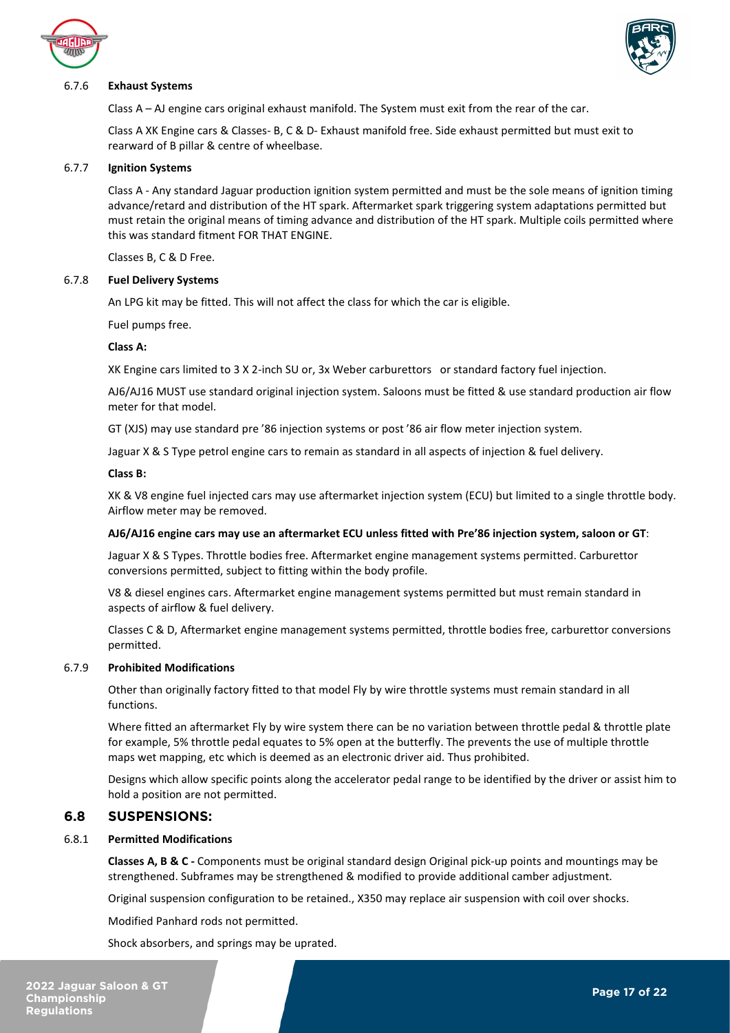#### 6.7.6 **Exhaust Systems**

Class A – AJ engine cars original exhaust manifold. The System must exit from the rear of the car.

Class A XK Engine cars & Classes- B, C & D- Exhaust manifold free. Side exhaust permitted but must exit to rearward of B pillar & centre of wheelbase.

#### 6.7.7 **Ignition Systems**

Class A - Any standard Jaguar production ignition system permitted and must be the sole means of ignition timing advance/retard and distribution of the HT spark. Aftermarket spark triggering system adaptations permitted but must retain the original means of timing advance and distribution of the HT spark. Multiple coils permitted where this was standard fitment FOR THAT ENGINE.

Classes B, C & D Free.

#### 6.7.8 **Fuel Delivery Systems**

An LPG kit may be fitted. This will not affect the class for which the car is eligible.

Fuel pumps free.

**Class A:**

XK Engine cars limited to 3 X 2-inch SU or, 3x Weber carburettors or standard factory fuel injection.

AJ6/AJ16 MUST use standard original injection system. Saloons must be fitted & use standard production air flow meter for that model.

GT (XJS) may use standard pre '86 injection systems or post '86 air flow meter injection system.

Jaguar X & S Type petrol engine cars to remain as standard in all aspects of injection & fuel delivery.

**Class B:**

XK & V8 engine fuel injected cars may use aftermarket injection system (ECU) but limited to a single throttle body. Airflow meter may be removed.

**AJ6/AJ16 engine cars may use an aftermarket ECU unless fitted with Pre'86 injection system, saloon or GT**:

Jaguar X & S Types. Throttle bodies free. Aftermarket engine management systems permitted. Carburettor conversions permitted, subject to fitting within the body profile.

V8 & diesel engines cars. Aftermarket engine management systems permitted but must remain standard in aspects of airflow & fuel delivery.

Classes C & D, Aftermarket engine management systems permitted, throttle bodies free, carburettor conversions permitted.

#### 6.7.9 **Prohibited Modifications**

Other than originally factory fitted to that model Fly by wire throttle systems must remain standard in all functions.

Where fitted an aftermarket Fly by wire system there can be no variation between throttle pedal & throttle plate for example, 5% throttle pedal equates to 5% open at the butterfly. The prevents the use of multiple throttle maps wet mapping, etc which is deemed as an electronic driver aid. Thus prohibited.

Designs which allow specific points along the accelerator pedal range to be identified by the driver or assist him to hold a position are not permitted.

## 6.8 SUSPENSIONS:

#### 6.8.1 **Permitted Modifications**

**Classes A, B & C -** Components must be original standard design Original pick-up points and mountings may be strengthened. Subframes may be strengthened & modified to provide additional camber adjustment.

Original suspension configuration to be retained., X350 may replace air suspension with coil over shocks.

Modified Panhard rods not permitted.

Shock absorbers, and springs may be uprated.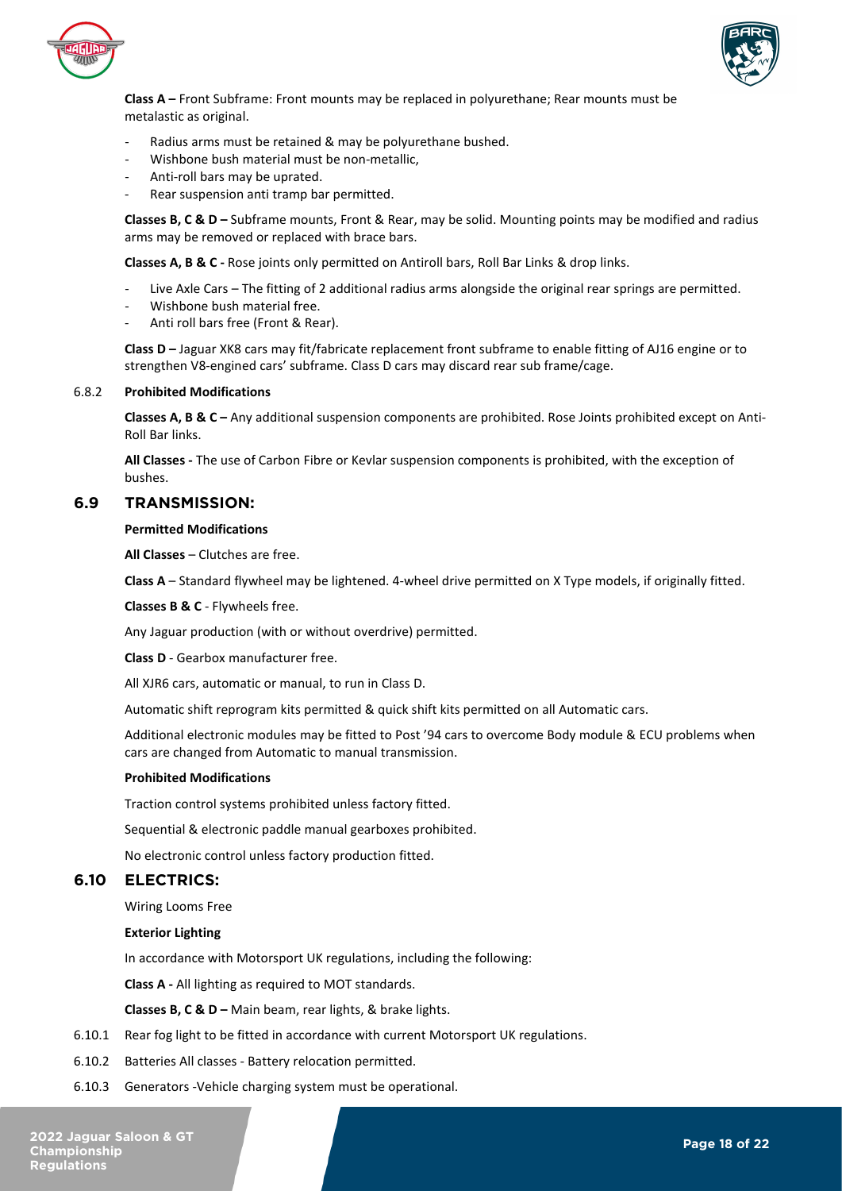**Class A –** Front Subframe: Front mounts may be replaced in polyurethane; Rear mounts must be metalastic as original.

- Radius arms must be retained & may be polyurethane bushed.
- Wishbone bush material must be non-metallic,
- Anti-roll bars may be uprated.
- Rear suspension anti tramp bar permitted.

**Classes B, C & D –** Subframe mounts, Front & Rear, may be solid. Mounting points may be modified and radius arms may be removed or replaced with brace bars.

**Classes A, B & C -** Rose joints only permitted on Antiroll bars, Roll Bar Links & drop links.

- Live Axle Cars – The fitting of 2 additional radius arms alongside the original rear springs are permitted.
- Wishbone bush material free.
- Anti roll bars free (Front & Rear).

**Class D –** Jaguar XK8 cars may fit/fabricate replacement front subframe to enable fitting of AJ16 engine or to strengthen V8-engined cars' subframe. Class D cars may discard rear sub frame/cage.

6.8.2 **Prohibited Modifications**

**Classes A, B & C –** Any additional suspension components are prohibited. Rose Joints prohibited except on Anti-Roll Bar links.

**All Classes -** The use of Carbon Fibre or Kevlar suspension components is prohibited, with the exception of bushes.

## 6.9 TRANSMISSION:

**Permitted Modifications**

**All Classes** – Clutches are free.

**Class A** – Standard flywheel may be lightened. 4-wheel drive permitted on X Type models, if originally fitted.

**Classes B & C** - Flywheels free.

Any Jaguar production (with or without overdrive) permitted.

**Class D** - Gearbox manufacturer free.

All XJR6 cars, automatic or manual, to run in Class D.

Automatic shift reprogram kits permitted & quick shift kits permitted on all Automatic cars.

Additional electronic modules may be fitted to Post '94 cars to overcome Body module & ECU problems when cars are changed from Automatic to manual transmission.

**Prohibited Modifications**

Traction control systems prohibited unless factory fitted.

Sequential & electronic paddle manual gearboxes prohibited.

No electronic control unless factory production fitted.

## 6.10 ELECTRICS:

Wiring Looms Free

**Exterior Lighting**

In accordance with Motorsport UK regulations, including the following:

**Class A -** All lighting as required to MOT standards.

**Classes B, C & D –** Main beam, rear lights, & brake lights.

6.10.1 Rear fog light to be fitted in accordance with current Motorsport UK regulations.

6.10.2 Batteries All classes - Battery relocation permitted.

6.10.3 Generators -Vehicle charging system must be operational.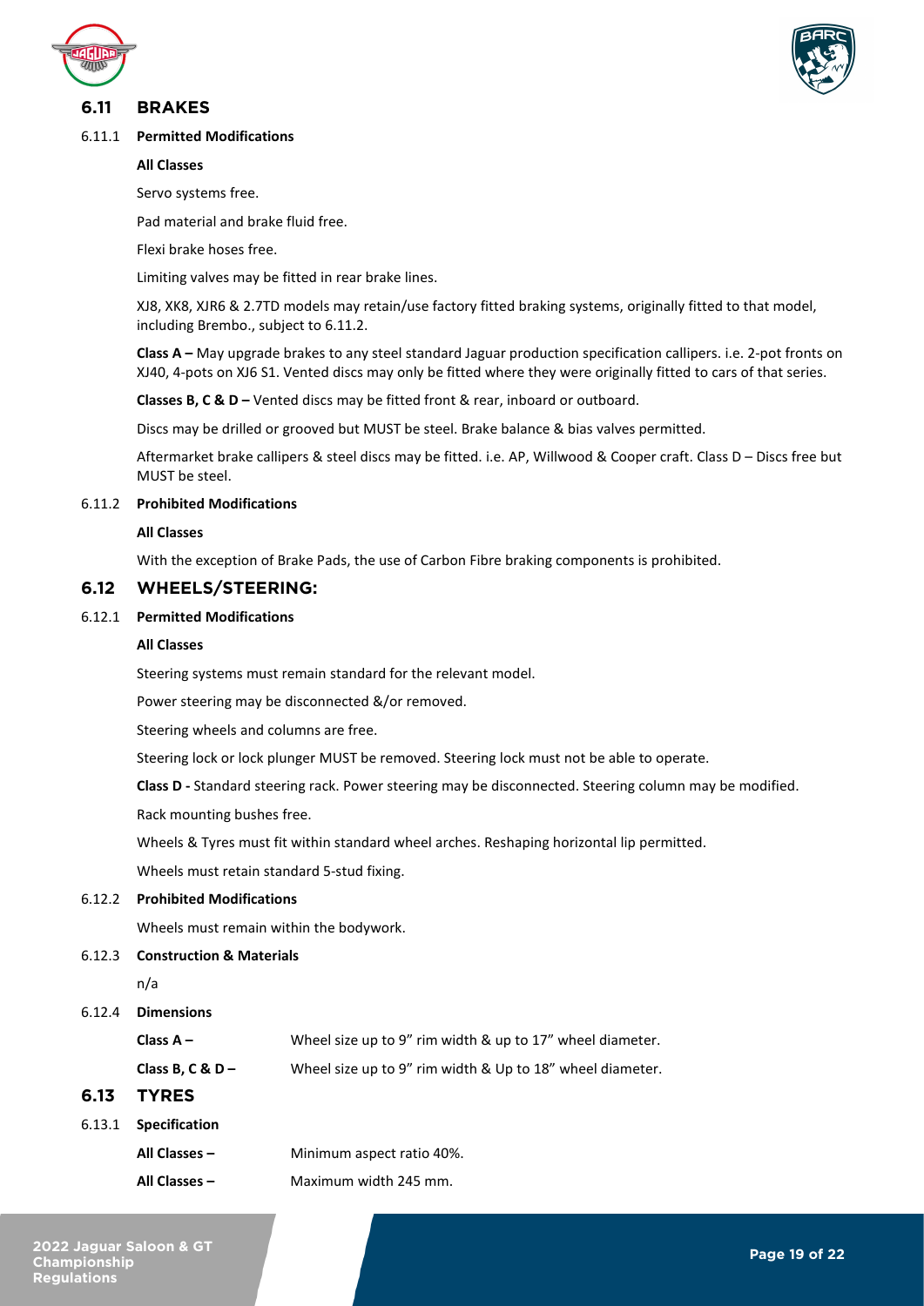## 6.11 BRAKES

### 6.11.1 Permitted Modifications

**All Classes**

Servo systems free.

Pad material and brake fluid free.

Flexi brake hoses free.

Limiting valves may be fitted in rear brake lines.

XJ8, XK8, XJR6 & 2.7TD models may retain/use factory fitted braking systems, originally fitted to that model, including Brembo., subject to 6.11.2.

**Class A –** May upgrade brakes to any steel standard Jaguar production specification callipers. i.e. 2-pot fronts on XJ40, 4-pots on XJ6 S1. Vented discs may only be fitted where they were originally fitted to cars of that series.

**Classes B, C & D –** Vented discs may be fitted front & rear, inboard or outboard.

Discs may be drilled or grooved but MUST be steel. Brake balance & bias valves permitted.

Aftermarket brake callipers & steel discs may be fitted. i.e. AP, Willwood & Cooper craft. Class D – Discs free but MUST be steel.

### 6.11.2 Prohibited Modifications

**All Classes**

With the exception of Brake Pads, the use of Carbon Fibre braking components is prohibited.

## 6.12 WHEELS/STEERING:

### 6.12.1 Permitted Modifications

**All Classes**

Steering systems must remain standard for the relevant model.

Power steering may be disconnected &/or removed.

Steering wheels and columns are free.

Steering lock or lock plunger MUST be removed. Steering lock must not be able to operate.

**Class D -** Standard steering rack. Power steering may be disconnected. Steering column may be modified.

Rack mounting bushes free.

Wheels & Tyres must fit within standard wheel arches. Reshaping horizontal lip permitted.

Wheels must retain standard 5-stud fixing.

### 6.12.2 Prohibited Modifications

Wheels must remain within the bodywork.

### 6.12.3 Construction & Materials

n/a

### 6.12.4 Dimensions

**Class A –** Wheel size up to 9" rim width & up to 17" wheel diameter.

**Class B, C & D –** Wheel size up to 9" rim width & Up to 18" wheel diameter.

## 6.13 TYRES

### 6.13.1 Specification

**All Classes –** Minimum aspect ratio 40%.

**All Classes –** Maximum width 245 mm.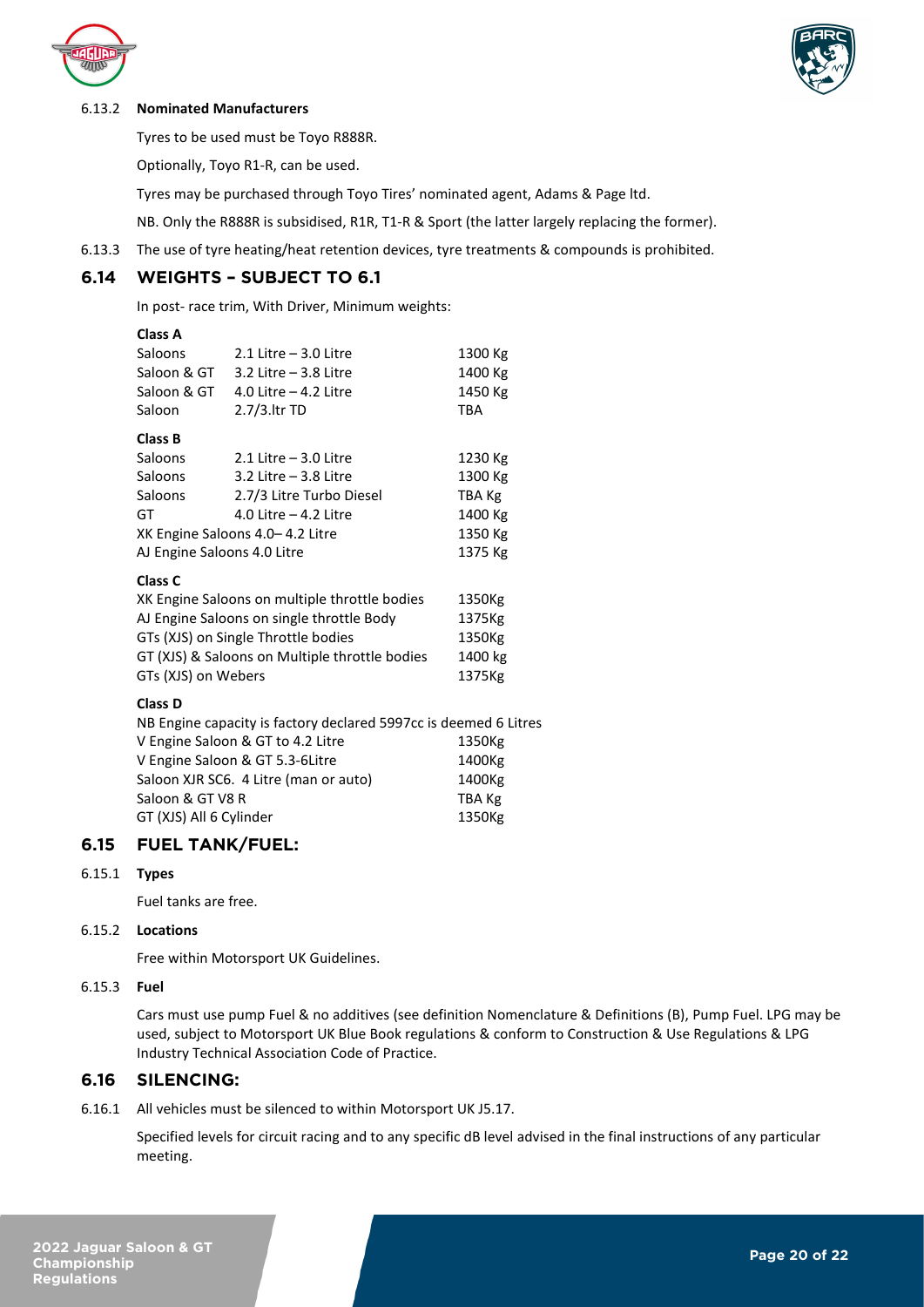6.13.2 **Nominated Manufacturers**

Tyres to be used must be Toyo R888R.

Optionally, Toyo R1-R, can be used.

Tyres may be purchased through Toyo Tires' nominated agent, Adams & Page ltd.

NB. Only the R888R is subsidised, R1R, T1-R & Sport (the latter largely replacing the former).

6.13.3 The use of tyre heating/heat retention devices, tyre treatments & compounds is prohibited.

## 6.14 WEIGHTS – SUBJECT TO 6.1

In post- race trim, With Driver, Minimum weights:

**Class A**

| | | |
|---|---|---|
| Saloons | 2.1 Litre – 3.0 Litre | 1300 Kg |
| Saloon & GT | 3.2 Litre – 3.8 Litre | 1400 Kg |
| Saloon & GT | 4.0 Litre – 4.2 Litre | 1450 Kg |
| Saloon | 2.7/3.ltr TD | TBA |

**Class B**

| | | |
|---|---|---|
| Saloons | 2.1 Litre – 3.0 Litre | 1230 Kg |
| Saloons | 3.2 Litre – 3.8 Litre | 1300 Kg |
| Saloons | 2.7/3 Litre Turbo Diesel | TBA Kg |
| GT | 4.0 Litre – 4.2 Litre | 1400 Kg |
| XK Engine Saloons 4.0– 4.2 Litre | | 1350 Kg |
| AJ Engine Saloons 4.0 Litre | | 1375 Kg |

**Class C**

| | |
|---|---|
| XK Engine Saloons on multiple throttle bodies | 1350Kg |
| AJ Engine Saloons on single throttle Body | 1375Kg |
| GTs (XJS) on Single Throttle bodies | 1350Kg |
| GT (XJS) & Saloons on Multiple throttle bodies | 1400 kg |
| GTs (XJS) on Webers | 1375Kg |

**Class D**

NB Engine capacity is factory declared 5997cc is deemed 6 Litres

| | |
|---|---|
| V Engine Saloon & GT to 4.2 Litre | 1350Kg |
| V Engine Saloon & GT 5.3-6Litre | 1400Kg |
| Saloon XJR SC6. 4 Litre (man or auto) | 1400Kg |
| Saloon & GT V8 R | TBA Kg |
| GT (XJS) All 6 Cylinder | 1350Kg |

## 6.15 FUEL TANK/FUEL:

6.15.1 **Types**

Fuel tanks are free.

6.15.2 **Locations**

Free within Motorsport UK Guidelines.

6.15.3 **Fuel**

Cars must use pump Fuel & no additives (see definition Nomenclature & Definitions (B), Pump Fuel. LPG may be used, subject to Motorsport UK Blue Book regulations & conform to Construction & Use Regulations & LPG Industry Technical Association Code of Practice.

## 6.16 SILENCING:

6.16.1 All vehicles must be silenced to within Motorsport UK J5.17.

Specified levels for circuit racing and to any specific dB level advised in the final instructions of any particular meeting.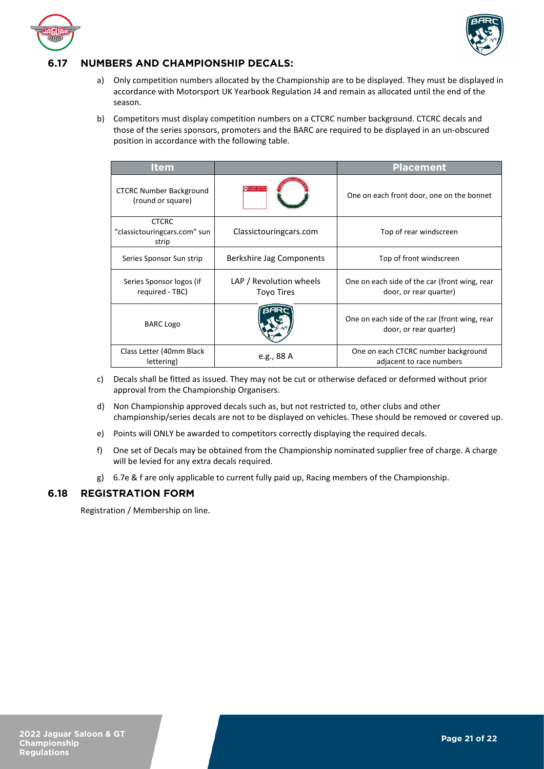## 6.17 NUMBERS AND CHAMPIONSHIP DECALS:

a) Only competition numbers allocated by the Championship are to be displayed. They must be displayed in accordance with Motorsport UK Yearbook Regulation J4 and remain as allocated until the end of the season.

b) Competitors must display competition numbers on a CTCRC number background. CTCRC decals and those of the series sponsors, promoters and the BARC are required to be displayed in an un-obscured position in accordance with the following table.

| Item | | Placement |
|---|---|---|
| CTCRC Number Background (round or square) | | One on each front door, one on the bonnet |
| CTCRC "classictouringcars.com" sun strip | Classictouringcars.com | Top of rear windscreen |
| Series Sponsor Sun strip | Berkshire Jag Components | Top of front windscreen |
| Series Sponsor logos (if required - TBC) | LAP / Revolution wheels Toyo Tires | One on each side of the car (front wing, rear door, or rear quarter) |
| BARC Logo | | One on each side of the car (front wing, rear door, or rear quarter) |
| Class Letter (40mm Black lettering) | e.g., 88 A | One on each CTCRC number background adjacent to race numbers |

c) Decals shall be fitted as issued. They may not be cut or otherwise defaced or deformed without prior approval from the Championship Organisers.

d) Non Championship approved decals such as, but not restricted to, other clubs and other championship/series decals are not to be displayed on vehicles. These should be removed or covered up.

e) Points will ONLY be awarded to competitors correctly displaying the required decals.

f) One set of Decals may be obtained from the Championship nominated supplier free of charge. A charge will be levied for any extra decals required.

g) 6.7e & f are only applicable to current fully paid up, Racing members of the Championship.

## 6.18 REGISTRATION FORM

Registration / Membership on line.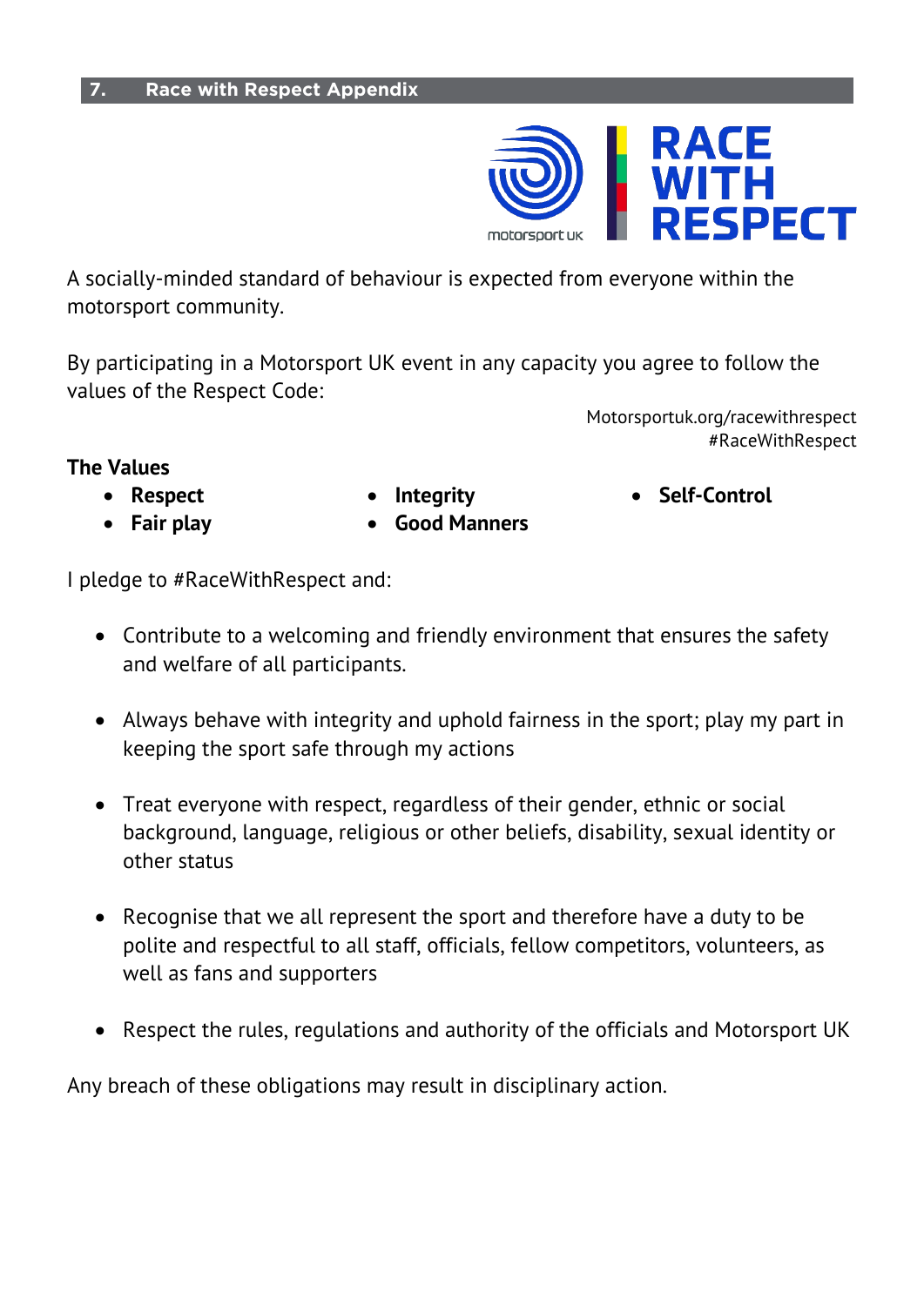## 7. Race with Respect Appendix

A socially-minded standard of behaviour is expected from everyone within the motorsport community.

By participating in a Motorsport UK event in any capacity you agree to follow the values of the Respect Code:

Motorsportuk.org/racewithrespect
#RaceWithRespect

**The Values**

- **Respect**
- **Fair play**
- **Integrity**
- **Good Manners**
- **Self-Control**

I pledge to #RaceWithRespect and:

- Contribute to a welcoming and friendly environment that ensures the safety and welfare of all participants.
- Always behave with integrity and uphold fairness in the sport; play my part in keeping the sport safe through my actions
- Treat everyone with respect, regardless of their gender, ethnic or social background, language, religious or other beliefs, disability, sexual identity or other status
- Recognise that we all represent the sport and therefore have a duty to be polite and respectful to all staff, officials, fellow competitors, volunteers, as well as fans and supporters
- Respect the rules, regulations and authority of the officials and Motorsport UK

Any breach of these obligations may result in disciplinary action.